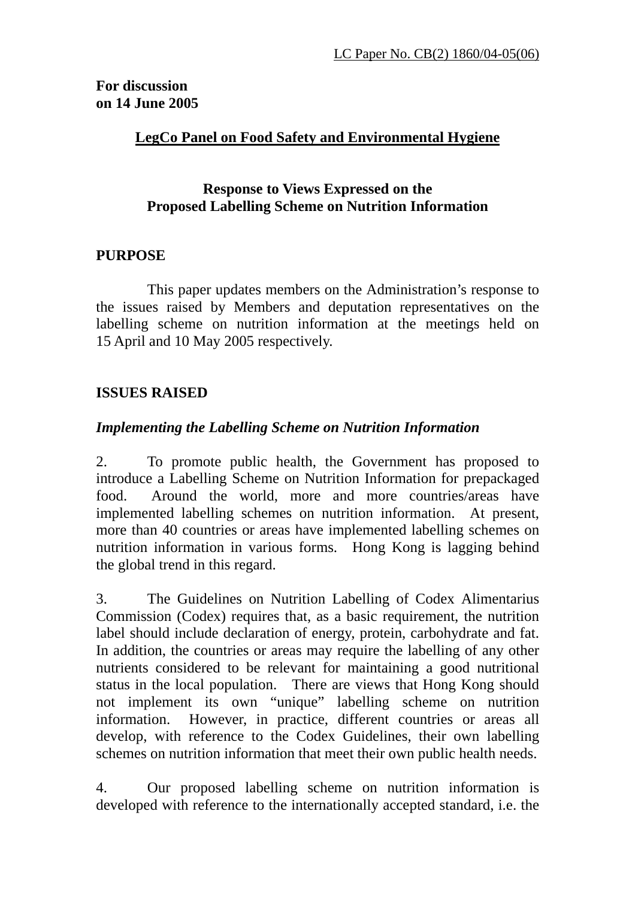LC Paper No. CB(2) 1860/04-05(06)

**For discussion**
**on 14 June 2005**

**LegCo Panel on Food Safety and Environmental Hygiene**

**Response to Views Expressed on the**
**Proposed Labelling Scheme on Nutrition Information**

## PURPOSE

This paper updates members on the Administration's response to the issues raised by Members and deputation representatives on the labelling scheme on nutrition information at the meetings held on 15 April and 10 May 2005 respectively.

## ISSUES RAISED

### *Implementing the Labelling Scheme on Nutrition Information*

2. To promote public health, the Government has proposed to introduce a Labelling Scheme on Nutrition Information for prepackaged food. Around the world, more and more countries/areas have implemented labelling schemes on nutrition information. At present, more than 40 countries or areas have implemented labelling schemes on nutrition information in various forms. Hong Kong is lagging behind the global trend in this regard.

3. The Guidelines on Nutrition Labelling of Codex Alimentarius Commission (Codex) requires that, as a basic requirement, the nutrition label should include declaration of energy, protein, carbohydrate and fat. In addition, the countries or areas may require the labelling of any other nutrients considered to be relevant for maintaining a good nutritional status in the local population. There are views that Hong Kong should not implement its own "unique" labelling scheme on nutrition information. However, in practice, different countries or areas all develop, with reference to the Codex Guidelines, their own labelling schemes on nutrition information that meet their own public health needs.

4. Our proposed labelling scheme on nutrition information is developed with reference to the internationally accepted standard, i.e. the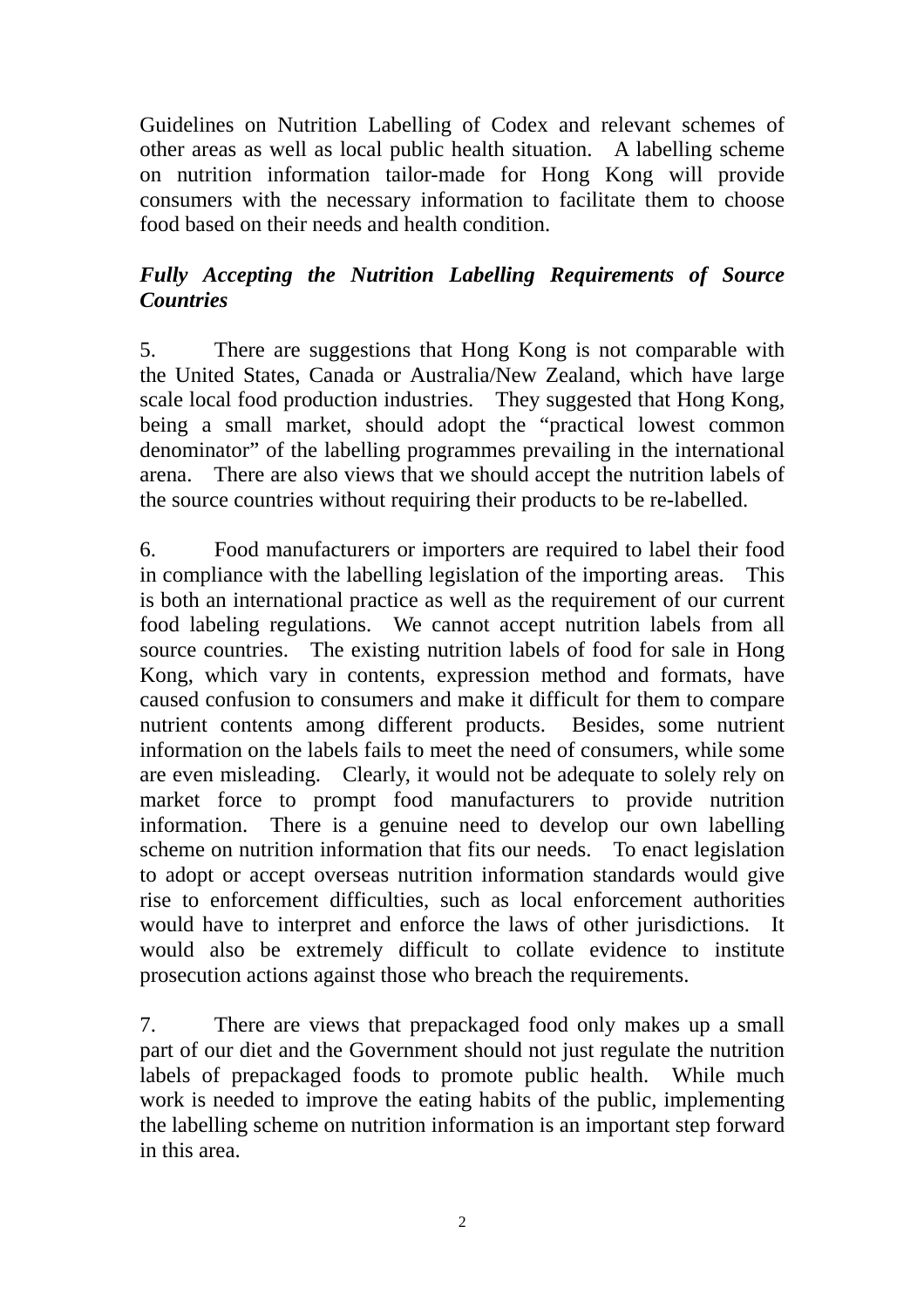Guidelines on Nutrition Labelling of Codex and relevant schemes of other areas as well as local public health situation. A labelling scheme on nutrition information tailor-made for Hong Kong will provide consumers with the necessary information to facilitate them to choose food based on their needs and health condition.

***Fully Accepting the Nutrition Labelling Requirements of Source Countries***

5. There are suggestions that Hong Kong is not comparable with the United States, Canada or Australia/New Zealand, which have large scale local food production industries. They suggested that Hong Kong, being a small market, should adopt the "practical lowest common denominator" of the labelling programmes prevailing in the international arena. There are also views that we should accept the nutrition labels of the source countries without requiring their products to be re-labelled.

6. Food manufacturers or importers are required to label their food in compliance with the labelling legislation of the importing areas. This is both an international practice as well as the requirement of our current food labeling regulations. We cannot accept nutrition labels from all source countries. The existing nutrition labels of food for sale in Hong Kong, which vary in contents, expression method and formats, have caused confusion to consumers and make it difficult for them to compare nutrient contents among different products. Besides, some nutrient information on the labels fails to meet the need of consumers, while some are even misleading. Clearly, it would not be adequate to solely rely on market force to prompt food manufacturers to provide nutrition information. There is a genuine need to develop our own labelling scheme on nutrition information that fits our needs. To enact legislation to adopt or accept overseas nutrition information standards would give rise to enforcement difficulties, such as local enforcement authorities would have to interpret and enforce the laws of other jurisdictions. It would also be extremely difficult to collate evidence to institute prosecution actions against those who breach the requirements.

7. There are views that prepackaged food only makes up a small part of our diet and the Government should not just regulate the nutrition labels of prepackaged foods to promote public health. While much work is needed to improve the eating habits of the public, implementing the labelling scheme on nutrition information is an important step forward in this area.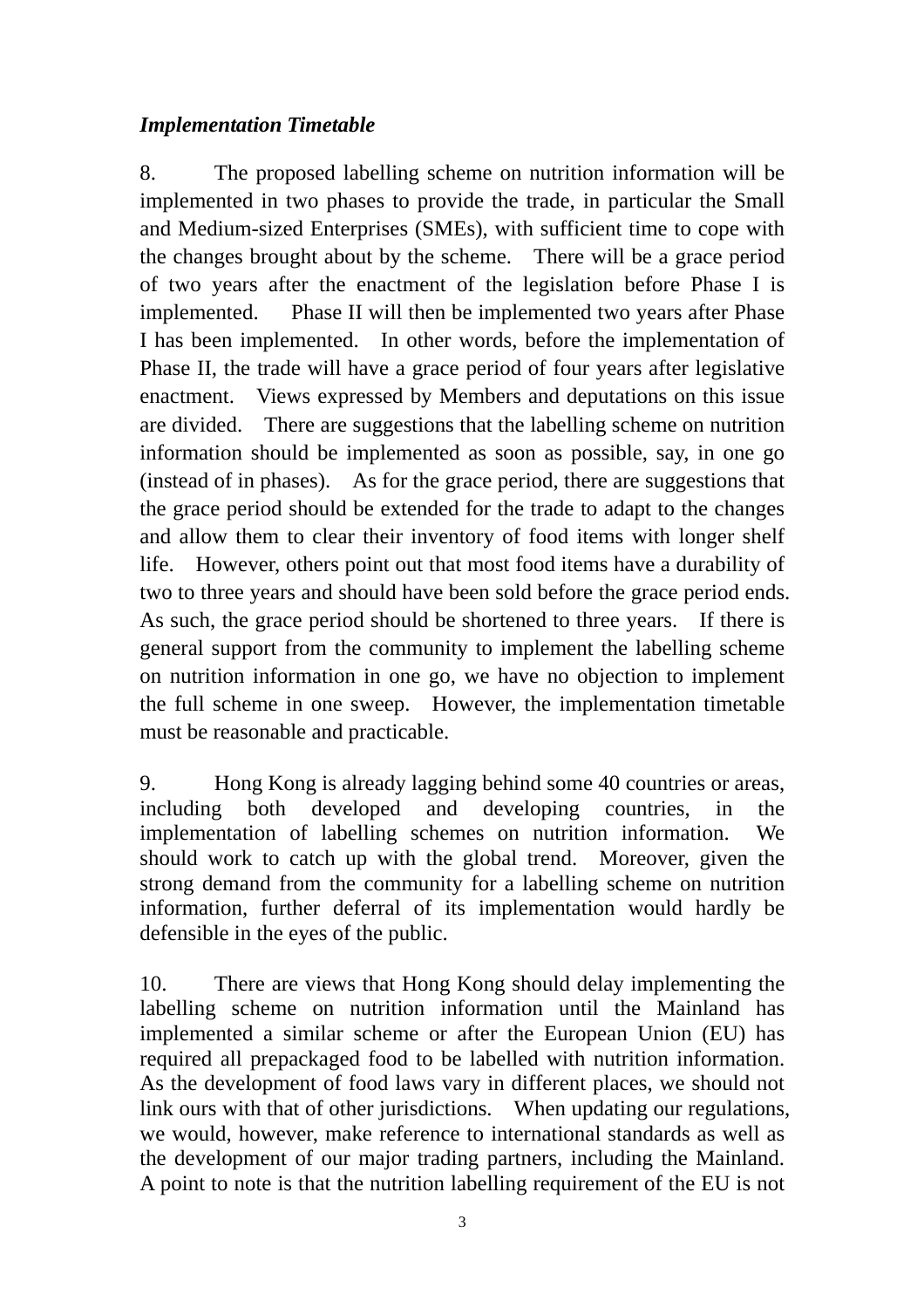***Implementation Timetable***

8. The proposed labelling scheme on nutrition information will be implemented in two phases to provide the trade, in particular the Small and Medium-sized Enterprises (SMEs), with sufficient time to cope with the changes brought about by the scheme. There will be a grace period of two years after the enactment of the legislation before Phase I is implemented. Phase II will then be implemented two years after Phase I has been implemented. In other words, before the implementation of Phase II, the trade will have a grace period of four years after legislative enactment. Views expressed by Members and deputations on this issue are divided. There are suggestions that the labelling scheme on nutrition information should be implemented as soon as possible, say, in one go (instead of in phases). As for the grace period, there are suggestions that the grace period should be extended for the trade to adapt to the changes and allow them to clear their inventory of food items with longer shelf life. However, others point out that most food items have a durability of two to three years and should have been sold before the grace period ends. As such, the grace period should be shortened to three years. If there is general support from the community to implement the labelling scheme on nutrition information in one go, we have no objection to implement the full scheme in one sweep. However, the implementation timetable must be reasonable and practicable.

9. Hong Kong is already lagging behind some 40 countries or areas, including both developed and developing countries, in the implementation of labelling schemes on nutrition information. We should work to catch up with the global trend. Moreover, given the strong demand from the community for a labelling scheme on nutrition information, further deferral of its implementation would hardly be defensible in the eyes of the public.

10. There are views that Hong Kong should delay implementing the labelling scheme on nutrition information until the Mainland has implemented a similar scheme or after the European Union (EU) has required all prepackaged food to be labelled with nutrition information. As the development of food laws vary in different places, we should not link ours with that of other jurisdictions. When updating our regulations, we would, however, make reference to international standards as well as the development of our major trading partners, including the Mainland. A point to note is that the nutrition labelling requirement of the EU is not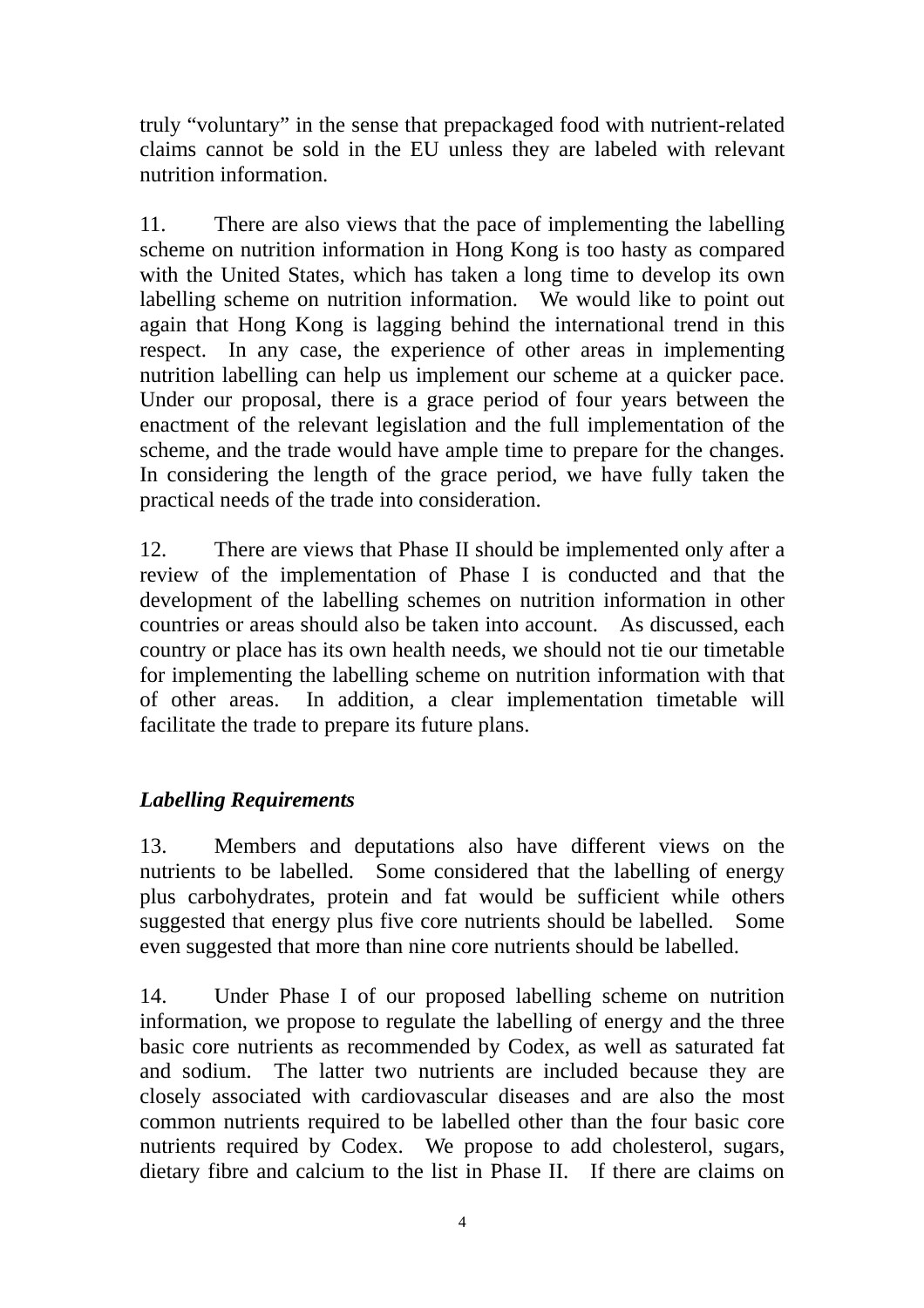truly "voluntary" in the sense that prepackaged food with nutrient-related claims cannot be sold in the EU unless they are labeled with relevant nutrition information.

11. There are also views that the pace of implementing the labelling scheme on nutrition information in Hong Kong is too hasty as compared with the United States, which has taken a long time to develop its own labelling scheme on nutrition information. We would like to point out again that Hong Kong is lagging behind the international trend in this respect. In any case, the experience of other areas in implementing nutrition labelling can help us implement our scheme at a quicker pace. Under our proposal, there is a grace period of four years between the enactment of the relevant legislation and the full implementation of the scheme, and the trade would have ample time to prepare for the changes. In considering the length of the grace period, we have fully taken the practical needs of the trade into consideration.

12. There are views that Phase II should be implemented only after a review of the implementation of Phase I is conducted and that the development of the labelling schemes on nutrition information in other countries or areas should also be taken into account. As discussed, each country or place has its own health needs, we should not tie our timetable for implementing the labelling scheme on nutrition information with that of other areas. In addition, a clear implementation timetable will facilitate the trade to prepare its future plans.

***Labelling Requirements***

13. Members and deputations also have different views on the nutrients to be labelled. Some considered that the labelling of energy plus carbohydrates, protein and fat would be sufficient while others suggested that energy plus five core nutrients should be labelled. Some even suggested that more than nine core nutrients should be labelled.

14. Under Phase I of our proposed labelling scheme on nutrition information, we propose to regulate the labelling of energy and the three basic core nutrients as recommended by Codex, as well as saturated fat and sodium. The latter two nutrients are included because they are closely associated with cardiovascular diseases and are also the most common nutrients required to be labelled other than the four basic core nutrients required by Codex. We propose to add cholesterol, sugars, dietary fibre and calcium to the list in Phase II. If there are claims on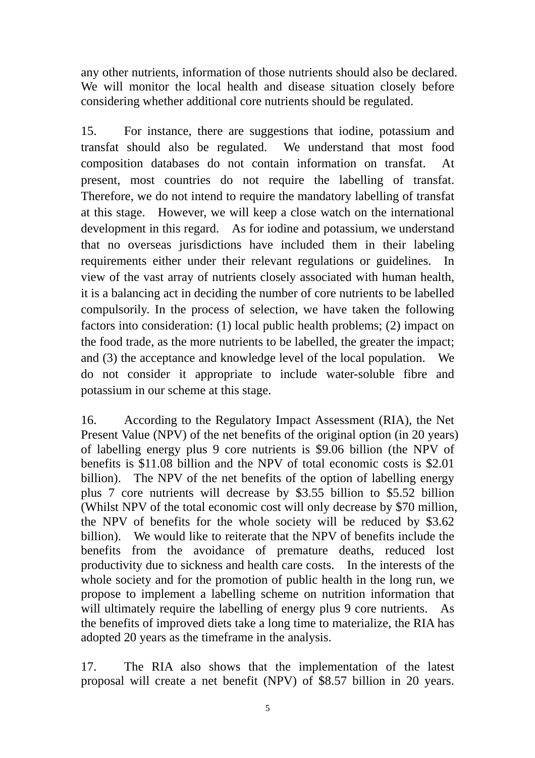any other nutrients, information of those nutrients should also be declared. We will monitor the local health and disease situation closely before considering whether additional core nutrients should be regulated.

15. For instance, there are suggestions that iodine, potassium and transfat should also be regulated. We understand that most food composition databases do not contain information on transfat. At present, most countries do not require the labelling of transfat. Therefore, we do not intend to require the mandatory labelling of transfat at this stage. However, we will keep a close watch on the international development in this regard. As for iodine and potassium, we understand that no overseas jurisdictions have included them in their labeling requirements either under their relevant regulations or guidelines. In view of the vast array of nutrients closely associated with human health, it is a balancing act in deciding the number of core nutrients to be labelled compulsorily. In the process of selection, we have taken the following factors into consideration: (1) local public health problems; (2) impact on the food trade, as the more nutrients to be labelled, the greater the impact; and (3) the acceptance and knowledge level of the local population. We do not consider it appropriate to include water-soluble fibre and potassium in our scheme at this stage.

16. According to the Regulatory Impact Assessment (RIA), the Net Present Value (NPV) of the net benefits of the original option (in 20 years) of labelling energy plus 9 core nutrients is $9.06 billion (the NPV of benefits is $11.08 billion and the NPV of total economic costs is $2.01 billion). The NPV of the net benefits of the option of labelling energy plus 7 core nutrients will decrease by $3.55 billion to $5.52 billion (Whilst NPV of the total economic cost will only decrease by $70 million, the NPV of benefits for the whole society will be reduced by $3.62 billion). We would like to reiterate that the NPV of benefits include the benefits from the avoidance of premature deaths, reduced lost productivity due to sickness and health care costs. In the interests of the whole society and for the promotion of public health in the long run, we propose to implement a labelling scheme on nutrition information that will ultimately require the labelling of energy plus 9 core nutrients. As the benefits of improved diets take a long time to materialize, the RIA has adopted 20 years as the timeframe in the analysis.

17. The RIA also shows that the implementation of the latest proposal will create a net benefit (NPV) of $8.57 billion in 20 years.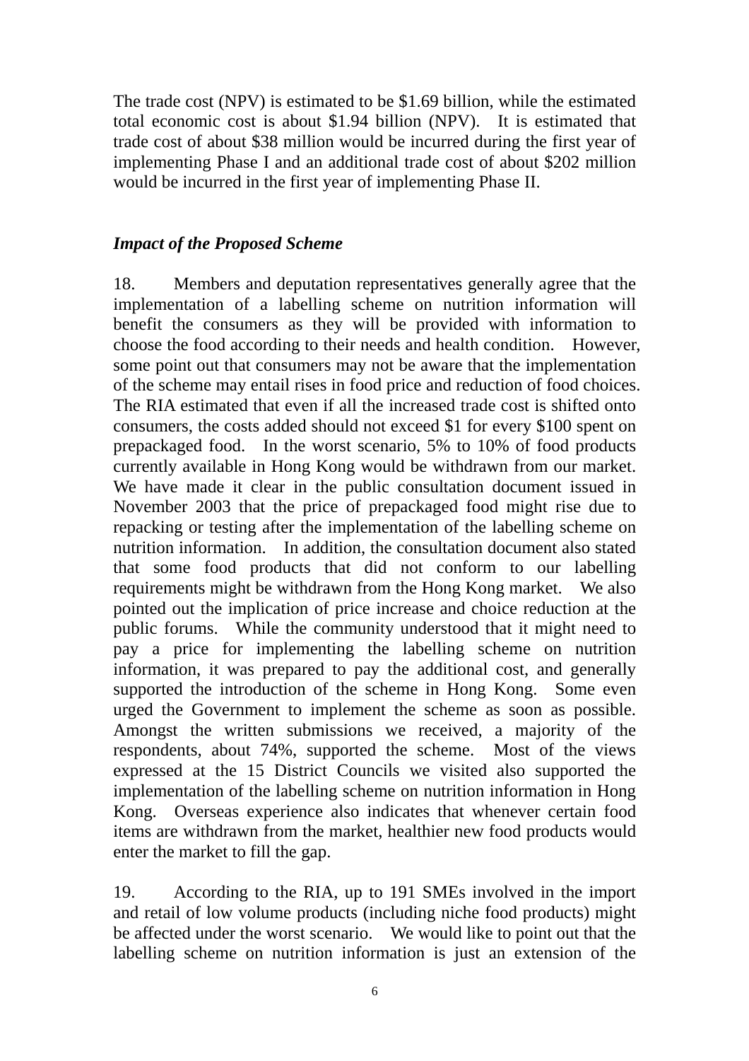The trade cost (NPV) is estimated to be $1.69 billion, while the estimated total economic cost is about $1.94 billion (NPV). It is estimated that trade cost of about $38 million would be incurred during the first year of implementing Phase I and an additional trade cost of about $202 million would be incurred in the first year of implementing Phase II.

***Impact of the Proposed Scheme***

18. Members and deputation representatives generally agree that the implementation of a labelling scheme on nutrition information will benefit the consumers as they will be provided with information to choose the food according to their needs and health condition. However, some point out that consumers may not be aware that the implementation of the scheme may entail rises in food price and reduction of food choices. The RIA estimated that even if all the increased trade cost is shifted onto consumers, the costs added should not exceed $1 for every $100 spent on prepackaged food. In the worst scenario, 5% to 10% of food products currently available in Hong Kong would be withdrawn from our market. We have made it clear in the public consultation document issued in November 2003 that the price of prepackaged food might rise due to repacking or testing after the implementation of the labelling scheme on nutrition information. In addition, the consultation document also stated that some food products that did not conform to our labelling requirements might be withdrawn from the Hong Kong market. We also pointed out the implication of price increase and choice reduction at the public forums. While the community understood that it might need to pay a price for implementing the labelling scheme on nutrition information, it was prepared to pay the additional cost, and generally supported the introduction of the scheme in Hong Kong. Some even urged the Government to implement the scheme as soon as possible. Amongst the written submissions we received, a majority of the respondents, about 74%, supported the scheme. Most of the views expressed at the 15 District Councils we visited also supported the implementation of the labelling scheme on nutrition information in Hong Kong. Overseas experience also indicates that whenever certain food items are withdrawn from the market, healthier new food products would enter the market to fill the gap.

19. According to the RIA, up to 191 SMEs involved in the import and retail of low volume products (including niche food products) might be affected under the worst scenario. We would like to point out that the labelling scheme on nutrition information is just an extension of the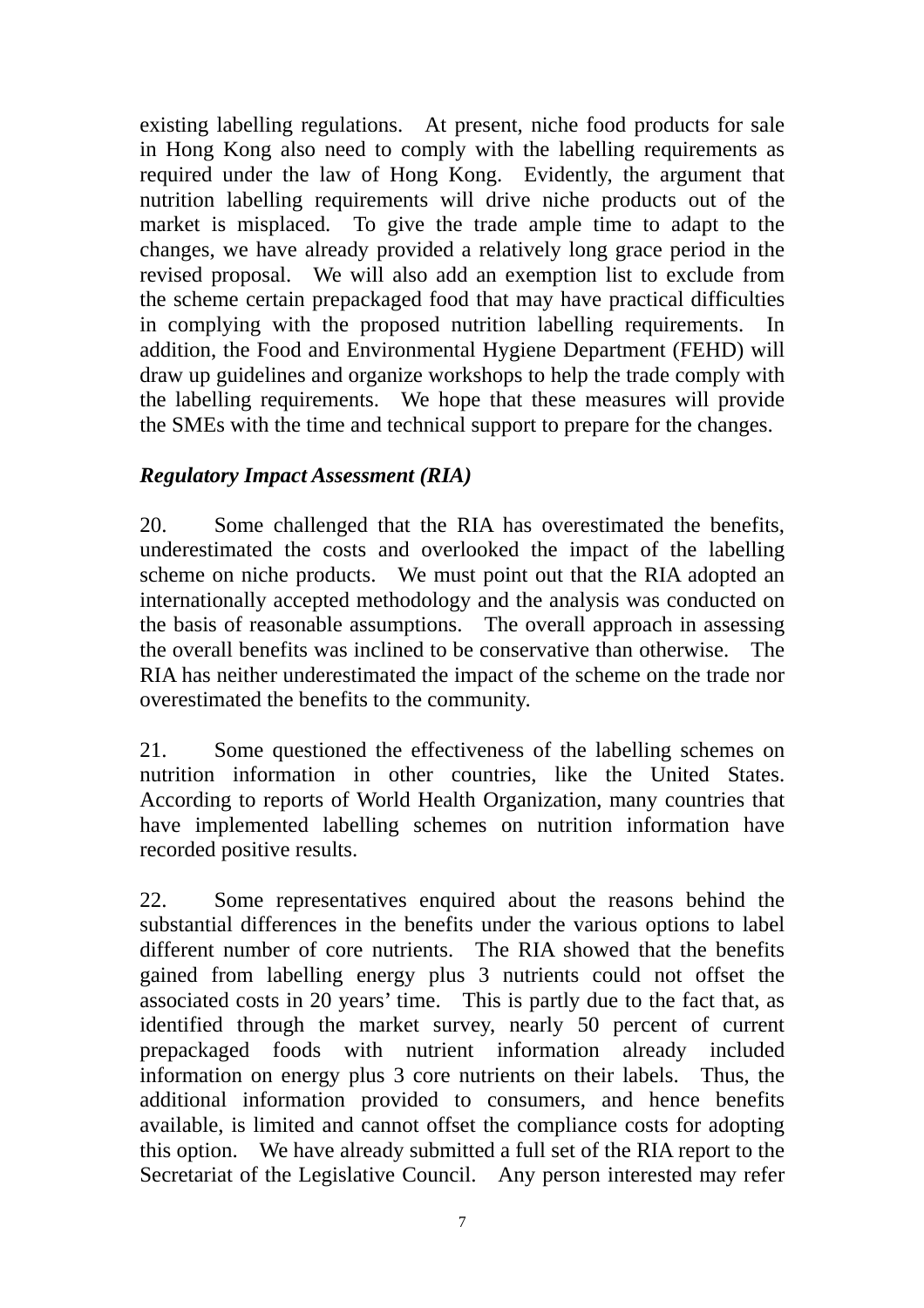existing labelling regulations. At present, niche food products for sale in Hong Kong also need to comply with the labelling requirements as required under the law of Hong Kong. Evidently, the argument that nutrition labelling requirements will drive niche products out of the market is misplaced. To give the trade ample time to adapt to the changes, we have already provided a relatively long grace period in the revised proposal. We will also add an exemption list to exclude from the scheme certain prepackaged food that may have practical difficulties in complying with the proposed nutrition labelling requirements. In addition, the Food and Environmental Hygiene Department (FEHD) will draw up guidelines and organize workshops to help the trade comply with the labelling requirements. We hope that these measures will provide the SMEs with the time and technical support to prepare for the changes.

***Regulatory Impact Assessment (RIA)***

20. Some challenged that the RIA has overestimated the benefits, underestimated the costs and overlooked the impact of the labelling scheme on niche products. We must point out that the RIA adopted an internationally accepted methodology and the analysis was conducted on the basis of reasonable assumptions. The overall approach in assessing the overall benefits was inclined to be conservative than otherwise. The RIA has neither underestimated the impact of the scheme on the trade nor overestimated the benefits to the community.

21. Some questioned the effectiveness of the labelling schemes on nutrition information in other countries, like the United States. According to reports of World Health Organization, many countries that have implemented labelling schemes on nutrition information have recorded positive results.

22. Some representatives enquired about the reasons behind the substantial differences in the benefits under the various options to label different number of core nutrients. The RIA showed that the benefits gained from labelling energy plus 3 nutrients could not offset the associated costs in 20 years' time. This is partly due to the fact that, as identified through the market survey, nearly 50 percent of current prepackaged foods with nutrient information already included information on energy plus 3 core nutrients on their labels. Thus, the additional information provided to consumers, and hence benefits available, is limited and cannot offset the compliance costs for adopting this option. We have already submitted a full set of the RIA report to the Secretariat of the Legislative Council. Any person interested may refer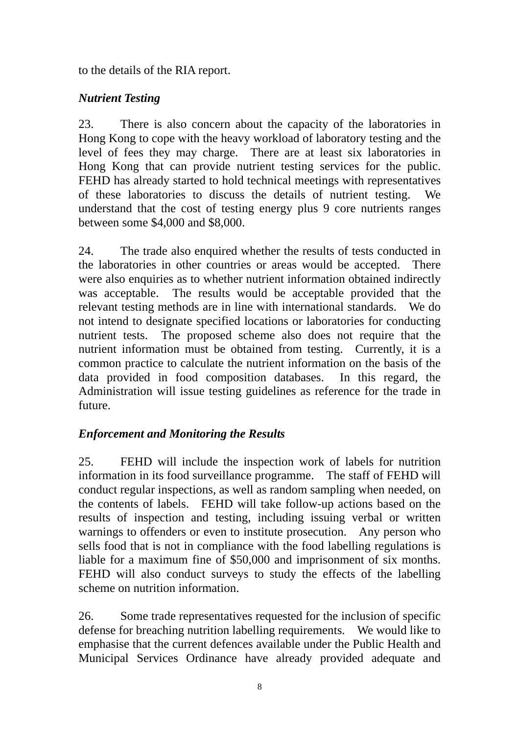to the details of the RIA report.

***Nutrient Testing***

23. There is also concern about the capacity of the laboratories in Hong Kong to cope with the heavy workload of laboratory testing and the level of fees they may charge. There are at least six laboratories in Hong Kong that can provide nutrient testing services for the public. FEHD has already started to hold technical meetings with representatives of these laboratories to discuss the details of nutrient testing. We understand that the cost of testing energy plus 9 core nutrients ranges between some $4,000 and $8,000.

24. The trade also enquired whether the results of tests conducted in the laboratories in other countries or areas would be accepted. There were also enquiries as to whether nutrient information obtained indirectly was acceptable. The results would be acceptable provided that the relevant testing methods are in line with international standards. We do not intend to designate specified locations or laboratories for conducting nutrient tests. The proposed scheme also does not require that the nutrient information must be obtained from testing. Currently, it is a common practice to calculate the nutrient information on the basis of the data provided in food composition databases. In this regard, the Administration will issue testing guidelines as reference for the trade in future.

***Enforcement and Monitoring the Results***

25. FEHD will include the inspection work of labels for nutrition information in its food surveillance programme. The staff of FEHD will conduct regular inspections, as well as random sampling when needed, on the contents of labels. FEHD will take follow-up actions based on the results of inspection and testing, including issuing verbal or written warnings to offenders or even to institute prosecution. Any person who sells food that is not in compliance with the food labelling regulations is liable for a maximum fine of $50,000 and imprisonment of six months. FEHD will also conduct surveys to study the effects of the labelling scheme on nutrition information.

26. Some trade representatives requested for the inclusion of specific defense for breaching nutrition labelling requirements. We would like to emphasise that the current defences available under the Public Health and Municipal Services Ordinance have already provided adequate and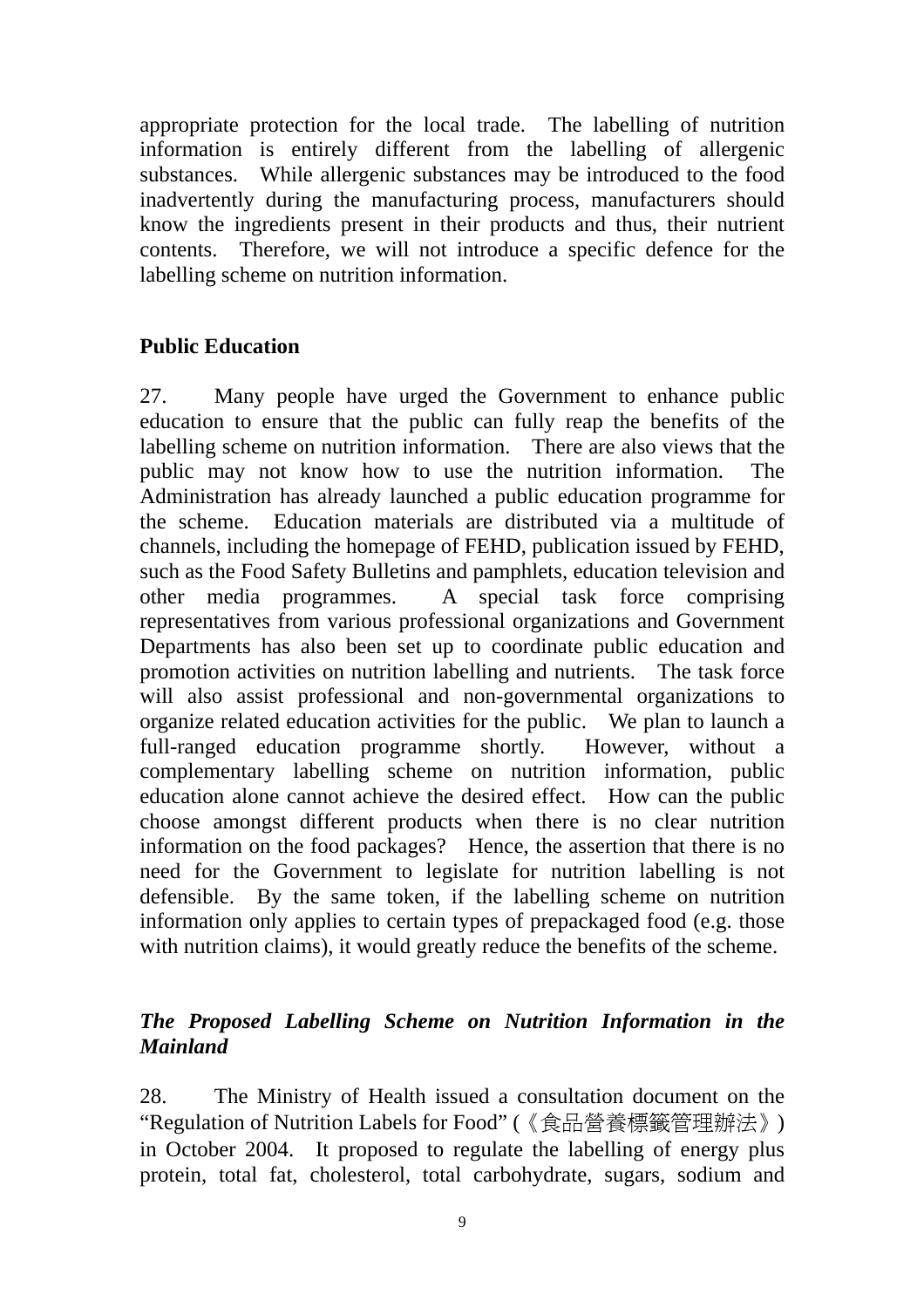appropriate protection for the local trade. The labelling of nutrition information is entirely different from the labelling of allergenic substances. While allergenic substances may be introduced to the food inadvertently during the manufacturing process, manufacturers should know the ingredients present in their products and thus, their nutrient contents. Therefore, we will not introduce a specific defence for the labelling scheme on nutrition information.

**Public Education**

27. Many people have urged the Government to enhance public education to ensure that the public can fully reap the benefits of the labelling scheme on nutrition information. There are also views that the public may not know how to use the nutrition information. The Administration has already launched a public education programme for the scheme. Education materials are distributed via a multitude of channels, including the homepage of FEHD, publication issued by FEHD, such as the Food Safety Bulletins and pamphlets, education television and other media programmes. A special task force comprising representatives from various professional organizations and Government Departments has also been set up to coordinate public education and promotion activities on nutrition labelling and nutrients. The task force will also assist professional and non-governmental organizations to organize related education activities for the public. We plan to launch a full-ranged education programme shortly. However, without a complementary labelling scheme on nutrition information, public education alone cannot achieve the desired effect. How can the public choose amongst different products when there is no clear nutrition information on the food packages? Hence, the assertion that there is no need for the Government to legislate for nutrition labelling is not defensible. By the same token, if the labelling scheme on nutrition information only applies to certain types of prepackaged food (e.g. those with nutrition claims), it would greatly reduce the benefits of the scheme.

***The Proposed Labelling Scheme on Nutrition Information in the Mainland***

28. The Ministry of Health issued a consultation document on the "Regulation of Nutrition Labels for Food" (《食品營養標籤管理辦法》) in October 2004. It proposed to regulate the labelling of energy plus protein, total fat, cholesterol, total carbohydrate, sugars, sodium and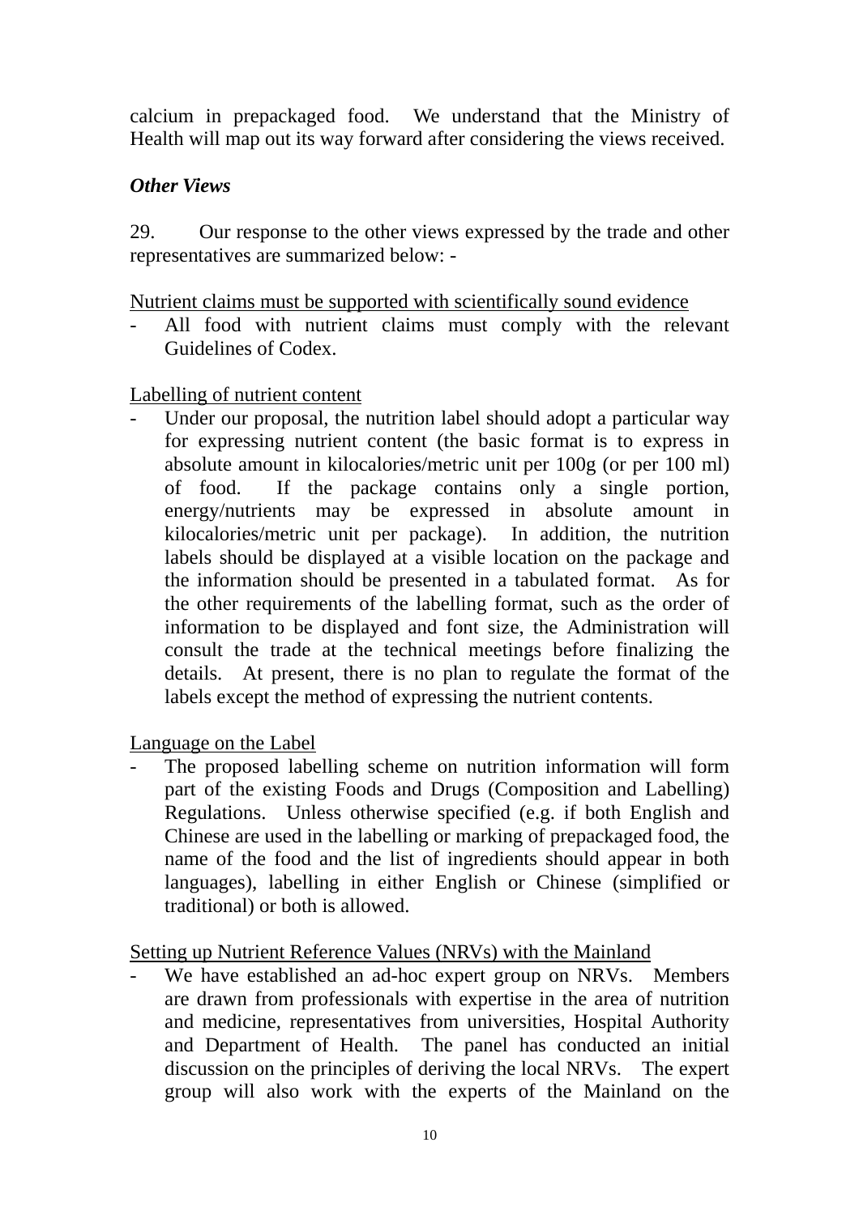calcium in prepackaged food. We understand that the Ministry of Health will map out its way forward after considering the views received.

***Other Views***

29. Our response to the other views expressed by the trade and other representatives are summarized below: -

<u>Nutrient claims must be supported with scientifically sound evidence</u>

- All food with nutrient claims must comply with the relevant Guidelines of Codex.

<u>Labelling of nutrient content</u>

- Under our proposal, the nutrition label should adopt a particular way for expressing nutrient content (the basic format is to express in absolute amount in kilocalories/metric unit per 100g (or per 100 ml) of food. If the package contains only a single portion, energy/nutrients may be expressed in absolute amount in kilocalories/metric unit per package). In addition, the nutrition labels should be displayed at a visible location on the package and the information should be presented in a tabulated format. As for the other requirements of the labelling format, such as the order of information to be displayed and font size, the Administration will consult the trade at the technical meetings before finalizing the details. At present, there is no plan to regulate the format of the labels except the method of expressing the nutrient contents.

<u>Language on the Label</u>

- The proposed labelling scheme on nutrition information will form part of the existing Foods and Drugs (Composition and Labelling) Regulations. Unless otherwise specified (e.g. if both English and Chinese are used in the labelling or marking of prepackaged food, the name of the food and the list of ingredients should appear in both languages), labelling in either English or Chinese (simplified or traditional) or both is allowed.

<u>Setting up Nutrient Reference Values (NRVs) with the Mainland</u>

- We have established an ad-hoc expert group on NRVs. Members are drawn from professionals with expertise in the area of nutrition and medicine, representatives from universities, Hospital Authority and Department of Health. The panel has conducted an initial discussion on the principles of deriving the local NRVs. The expert group will also work with the experts of the Mainland on the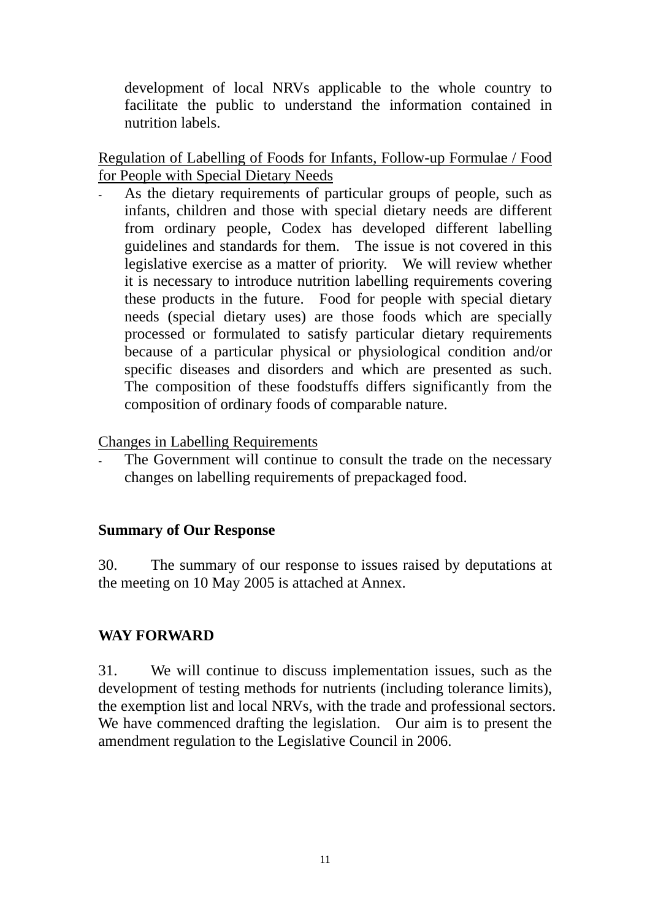development of local NRVs applicable to the whole country to facilitate the public to understand the information contained in nutrition labels.

<u>Regulation of Labelling of Foods for Infants, Follow-up Formulae / Food for People with Special Dietary Needs</u>

- As the dietary requirements of particular groups of people, such as infants, children and those with special dietary needs are different from ordinary people, Codex has developed different labelling guidelines and standards for them. The issue is not covered in this legislative exercise as a matter of priority. We will review whether it is necessary to introduce nutrition labelling requirements covering these products in the future. Food for people with special dietary needs (special dietary uses) are those foods which are specially processed or formulated to satisfy particular dietary requirements because of a particular physical or physiological condition and/or specific diseases and disorders and which are presented as such. The composition of these foodstuffs differs significantly from the composition of ordinary foods of comparable nature.

<u>Changes in Labelling Requirements</u>

- The Government will continue to consult the trade on the necessary changes on labelling requirements of prepackaged food.

**Summary of Our Response**

30. The summary of our response to issues raised by deputations at the meeting on 10 May 2005 is attached at Annex.

**WAY FORWARD**

31. We will continue to discuss implementation issues, such as the development of testing methods for nutrients (including tolerance limits), the exemption list and local NRVs, with the trade and professional sectors. We have commenced drafting the legislation. Our aim is to present the amendment regulation to the Legislative Council in 2006.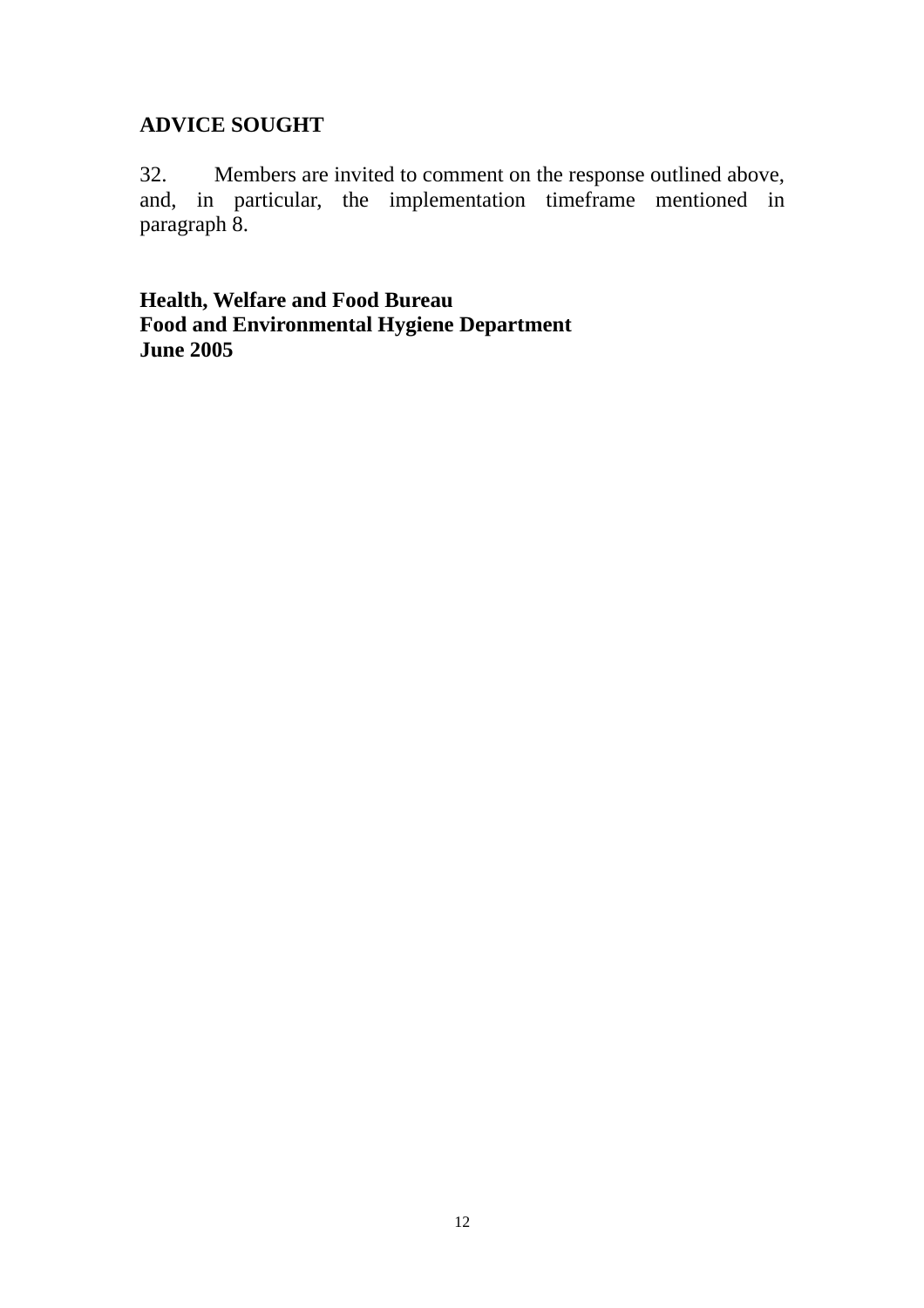## ADVICE SOUGHT

32. Members are invited to comment on the response outlined above, and, in particular, the implementation timeframe mentioned in paragraph 8.

**Health, Welfare and Food Bureau**
**Food and Environmental Hygiene Department**
**June 2005**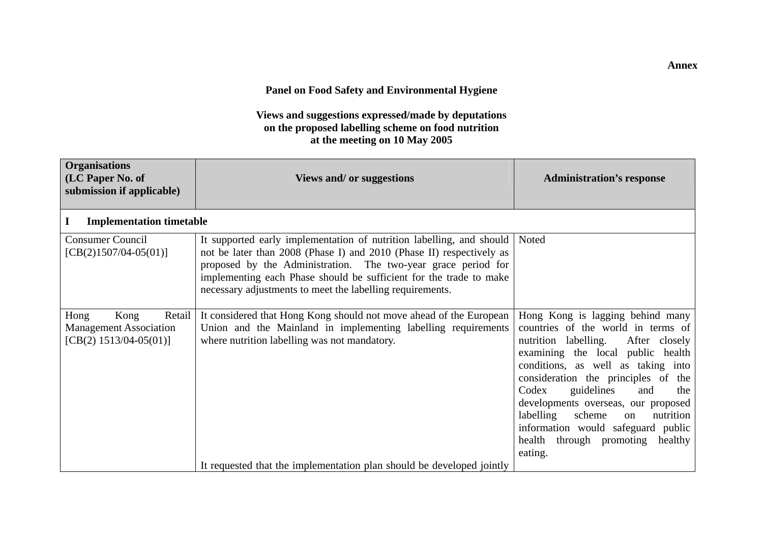**Annex**

**Panel on Food Safety and Environmental Hygiene**

**Views and suggestions expressed/made by deputations on the proposed labelling scheme on food nutrition at the meeting on 10 May 2005**

| **Organisations (LC Paper No. of submission if applicable)** | **Views and/ or suggestions** | **Administration's response** |
|---|---|---|
| **I Implementation timetable** | | |
| Consumer Council [CB(2)1507/04-05(01)] | It supported early implementation of nutrition labelling, and should not be later than 2008 (Phase I) and 2010 (Phase II) respectively as proposed by the Administration. The two-year grace period for implementing each Phase should be sufficient for the trade to make necessary adjustments to meet the labelling requirements. | Noted |
| Hong Kong Retail Management Association [CB(2) 1513/04-05(01)] | It considered that Hong Kong should not move ahead of the European Union and the Mainland in implementing labelling requirements where nutrition labelling was not mandatory.<br><br>It requested that the implementation plan should be developed jointly | Hong Kong is lagging behind many countries of the world in terms of nutrition labelling. After closely examining the local public health conditions, as well as taking into consideration the principles of the Codex guidelines and the developments overseas, our proposed labelling scheme on nutrition information would safeguard public health through promoting healthy eating. |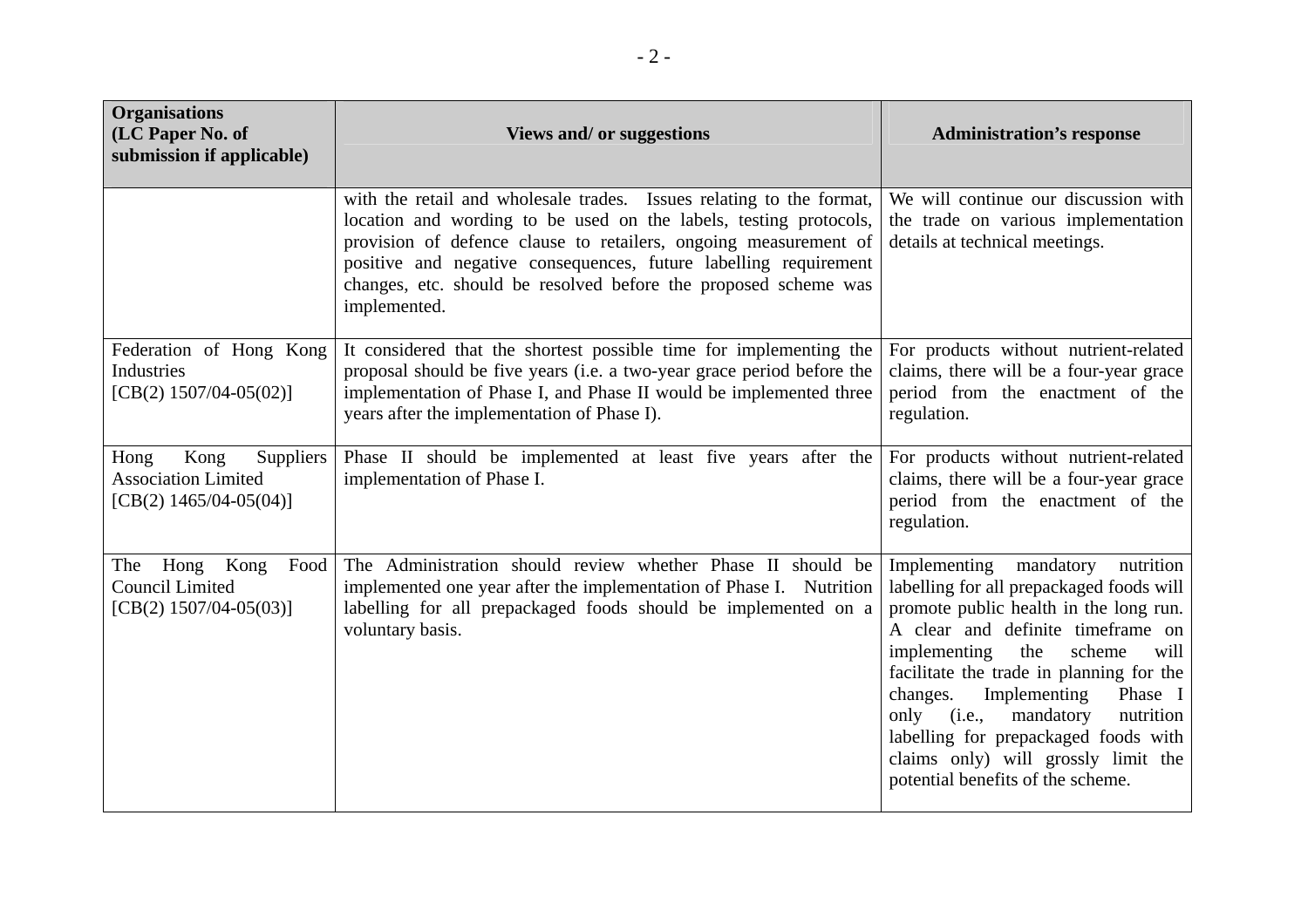| Organisations (LC Paper No. of submission if applicable) | Views and/ or suggestions | Administration's response |
| --- | --- | --- |
| | with the retail and wholesale trades. Issues relating to the format, location and wording to be used on the labels, testing protocols, provision of defence clause to retailers, ongoing measurement of positive and negative consequences, future labelling requirement changes, etc. should be resolved before the proposed scheme was implemented. | We will continue our discussion with the trade on various implementation details at technical meetings. |
| Federation of Hong Kong Industries [CB(2) 1507/04-05(02)] | It considered that the shortest possible time for implementing the proposal should be five years (i.e. a two-year grace period before the implementation of Phase I, and Phase II would be implemented three years after the implementation of Phase I). | For products without nutrient-related claims, there will be a four-year grace period from the enactment of the regulation. |
| Hong Kong Suppliers Association Limited [CB(2) 1465/04-05(04)] | Phase II should be implemented at least five years after the implementation of Phase I. | For products without nutrient-related claims, there will be a four-year grace period from the enactment of the regulation. |
| The Hong Kong Food Council Limited [CB(2) 1507/04-05(03)] | The Administration should review whether Phase II should be implemented one year after the implementation of Phase I. Nutrition labelling for all prepackaged foods should be implemented on a voluntary basis. | Implementing mandatory nutrition labelling for all prepackaged foods will promote public health in the long run. A clear and definite timeframe on implementing the scheme will facilitate the trade in planning for the changes. Implementing Phase I only (i.e., mandatory nutrition labelling for prepackaged foods with claims only) will grossly limit the potential benefits of the scheme. |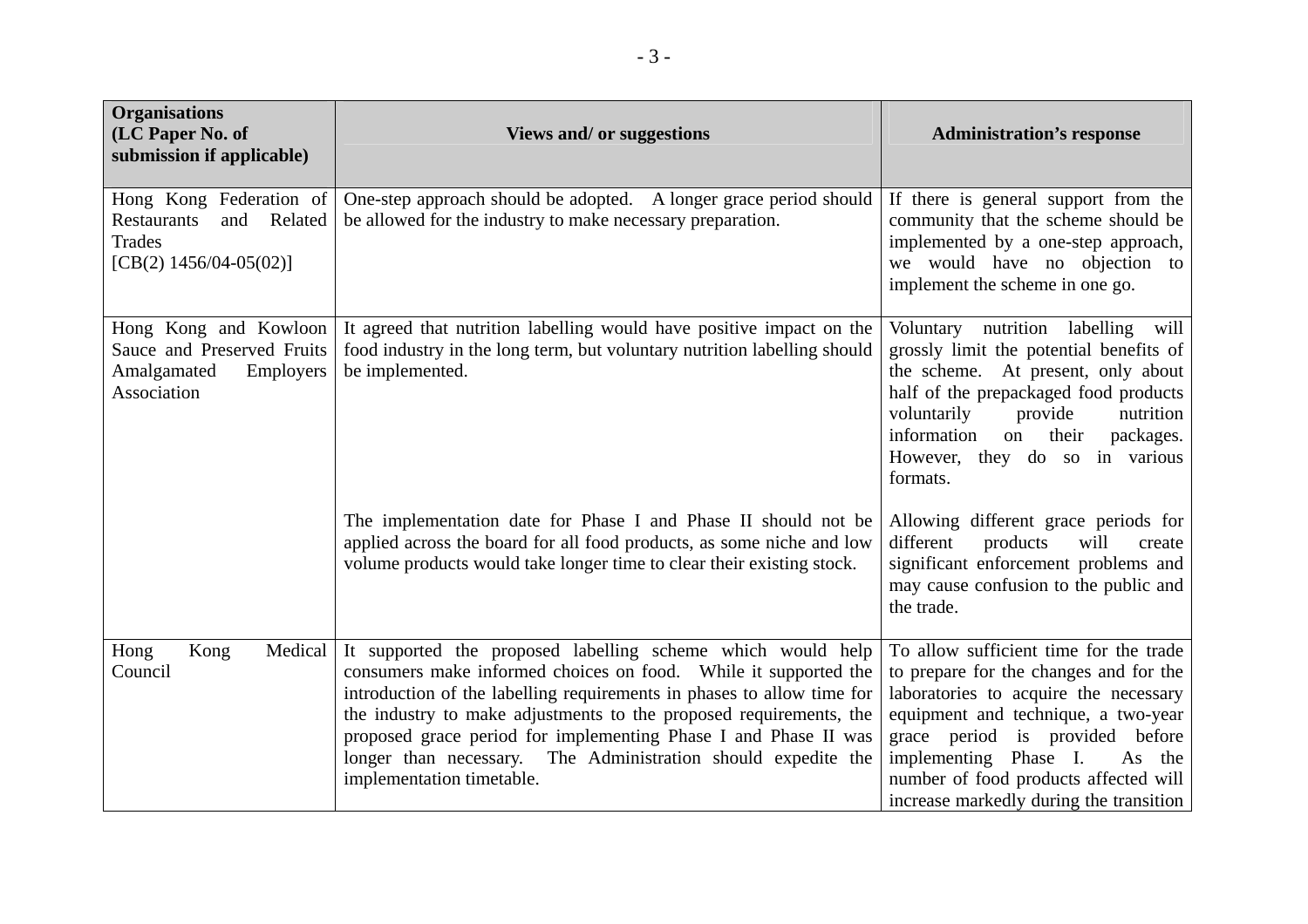| Organisations (LC Paper No. of submission if applicable) | Views and/ or suggestions | Administration's response |
|---|---|---|
| Hong Kong Federation of Restaurants and Related Trades [CB(2) 1456/04-05(02)] | One-step approach should be adopted. A longer grace period should be allowed for the industry to make necessary preparation. | If there is general support from the community that the scheme should be implemented by a one-step approach, we would have no objection to implement the scheme in one go. |
| Hong Kong and Kowloon Sauce and Preserved Fruits Amalgamated Employers Association | It agreed that nutrition labelling would have positive impact on the food industry in the long term, but voluntary nutrition labelling should be implemented. | Voluntary nutrition labelling will grossly limit the potential benefits of the scheme. At present, only about half of the prepackaged food products voluntarily provide nutrition information on their packages. However, they do so in various formats. |
| | The implementation date for Phase I and Phase II should not be applied across the board for all food products, as some niche and low volume products would take longer time to clear their existing stock. | Allowing different grace periods for different products will create significant enforcement problems and may cause confusion to the public and the trade. |
| Hong Kong Medical Council | It supported the proposed labelling scheme which would help consumers make informed choices on food. While it supported the introduction of the labelling requirements in phases to allow time for the industry to make adjustments to the proposed requirements, the proposed grace period for implementing Phase I and Phase II was longer than necessary. The Administration should expedite the implementation timetable. | To allow sufficient time for the trade to prepare for the changes and for the laboratories to acquire the necessary equipment and technique, a two-year grace period is provided before implementing Phase I. As the number of food products affected will increase markedly during the transition |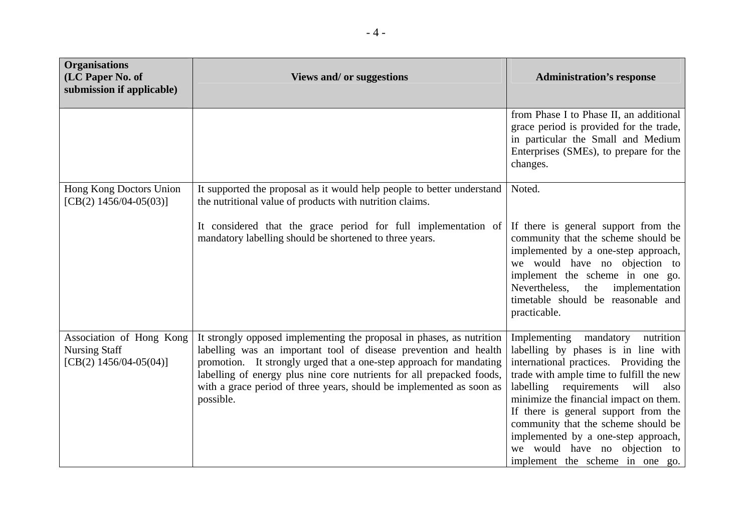| Organisations (LC Paper No. of submission if applicable) | Views and/ or suggestions | Administration's response |
|---|---|---|
| | | from Phase I to Phase II, an additional grace period is provided for the trade, in particular the Small and Medium Enterprises (SMEs), to prepare for the changes. |
| Hong Kong Doctors Union [CB(2) 1456/04-05(03)] | It supported the proposal as it would help people to better understand the nutritional value of products with nutrition claims. | Noted. |
| | It considered that the grace period for full implementation of mandatory labelling should be shortened to three years. | If there is general support from the community that the scheme should be implemented by a one-step approach, we would have no objection to implement the scheme in one go. Nevertheless, the implementation timetable should be reasonable and practicable. |
| Association of Hong Kong Nursing Staff [CB(2) 1456/04-05(04)] | It strongly opposed implementing the proposal in phases, as nutrition labelling was an important tool of disease prevention and health promotion. It strongly urged that a one-step approach for mandating labelling of energy plus nine core nutrients for all prepacked foods, with a grace period of three years, should be implemented as soon as possible. | Implementing mandatory nutrition labelling by phases is in line with international practices. Providing the trade with ample time to fulfill the new labelling requirements will also minimize the financial impact on them. If there is general support from the community that the scheme should be implemented by a one-step approach, we would have no objection to implement the scheme in one go. |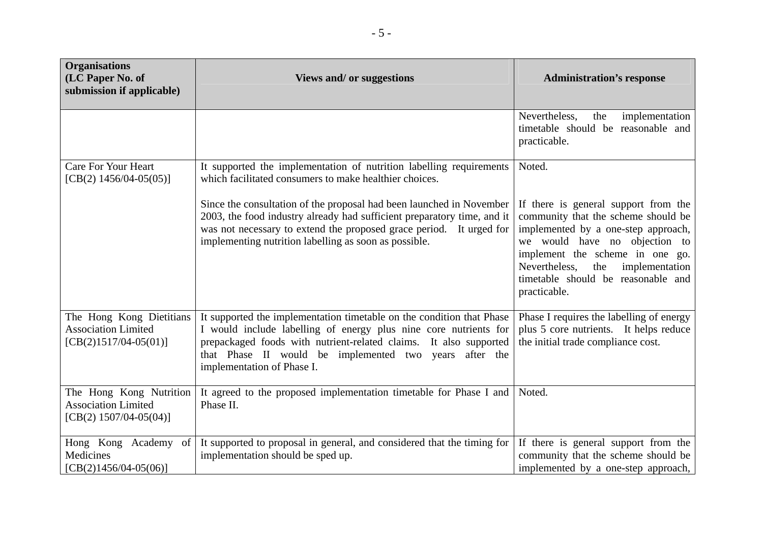| Organisations (LC Paper No. of submission if applicable) | Views and/ or suggestions | Administration's response |
|---|---|---|
| | | Nevertheless, the implementation timetable should be reasonable and practicable. |
| Care For Your Heart [CB(2) 1456/04-05(05)] | It supported the implementation of nutrition labelling requirements which facilitated consumers to make healthier choices.<br><br>Since the consultation of the proposal had been launched in November 2003, the food industry already had sufficient preparatory time, and it was not necessary to extend the proposed grace period. It urged for implementing nutrition labelling as soon as possible. | Noted.<br><br>If there is general support from the community that the scheme should be implemented by a one-step approach, we would have no objection to implement the scheme in one go. Nevertheless, the implementation timetable should be reasonable and practicable. |
| The Hong Kong Dietitians Association Limited [CB(2)1517/04-05(01)] | It supported the implementation timetable on the condition that Phase I would include labelling of energy plus nine core nutrients for prepackaged foods with nutrient-related claims. It also supported that Phase II would be implemented two years after the implementation of Phase I. | Phase I requires the labelling of energy plus 5 core nutrients. It helps reduce the initial trade compliance cost. |
| The Hong Kong Nutrition Association Limited [CB(2) 1507/04-05(04)] | It agreed to the proposed implementation timetable for Phase I and Phase II. | Noted. |
| Hong Kong Academy of Medicines [CB(2)1456/04-05(06)] | It supported to proposal in general, and considered that the timing for implementation should be sped up. | If there is general support from the community that the scheme should be implemented by a one-step approach, |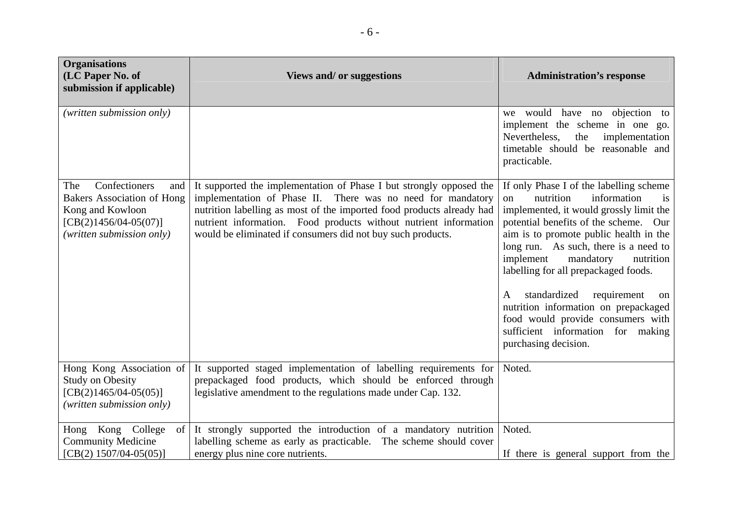| Organisations (LC Paper No. of submission if applicable) | Views and/ or suggestions | Administration's response |
|---|---|---|
| *(written submission only)* | | we would have no objection to implement the scheme in one go. Nevertheless, the implementation timetable should be reasonable and practicable. |
| The Confectioners and Bakers Association of Hong Kong and Kowloon [CB(2)1456/04-05(07)] *(written submission only)* | It supported the implementation of Phase I but strongly opposed the implementation of Phase II. There was no need for mandatory nutrition labelling as most of the imported food products already had nutrient information. Food products without nutrient information would be eliminated if consumers did not buy such products. | If only Phase I of the labelling scheme on nutrition information is implemented, it would grossly limit the potential benefits of the scheme. Our aim is to promote public health in the long run. As such, there is a need to implement mandatory nutrition labelling for all prepackaged foods.<br><br>A standardized requirement on nutrition information on prepackaged food would provide consumers with sufficient information for making purchasing decision. |
| Hong Kong Association of Study on Obesity [CB(2)1465/04-05(05)] *(written submission only)* | It supported staged implementation of labelling requirements for prepackaged food products, which should be enforced through legislative amendment to the regulations made under Cap. 132. | Noted. |
| Hong Kong College of Community Medicine [CB(2) 1507/04-05(05)] | It strongly supported the introduction of a mandatory nutrition labelling scheme as early as practicable. The scheme should cover energy plus nine core nutrients. | Noted.<br><br>If there is general support from the |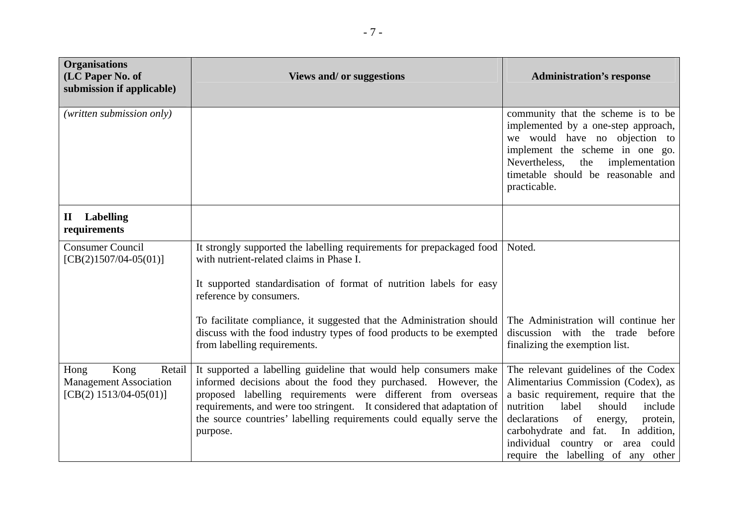| Organisations (LC Paper No. of submission if applicable) | Views and/ or suggestions | Administration's response |
|---|---|---|
| *(written submission only)* | | community that the scheme is to be implemented by a one-step approach, we would have no objection to implement the scheme in one go. Nevertheless, the implementation timetable should be reasonable and practicable. |
| **II Labelling requirements** | | |
| Consumer Council [CB(2)1507/04-05(01)] | It strongly supported the labelling requirements for prepackaged food with nutrient-related claims in Phase I. | Noted. |
| | It supported standardisation of format of nutrition labels for easy reference by consumers. | |
| | To facilitate compliance, it suggested that the Administration should discuss with the food industry types of food products to be exempted from labelling requirements. | The Administration will continue her discussion with the trade before finalizing the exemption list. |
| Hong Kong Retail Management Association [CB(2) 1513/04-05(01)] | It supported a labelling guideline that would help consumers make informed decisions about the food they purchased. However, the proposed labelling requirements were different from overseas requirements, and were too stringent. It considered that adaptation of the source countries' labelling requirements could equally serve the purpose. | The relevant guidelines of the Codex Alimentarius Commission (Codex), as a basic requirement, require that the nutrition label should include declarations of energy, protein, carbohydrate and fat. In addition, individual country or area could require the labelling of any other |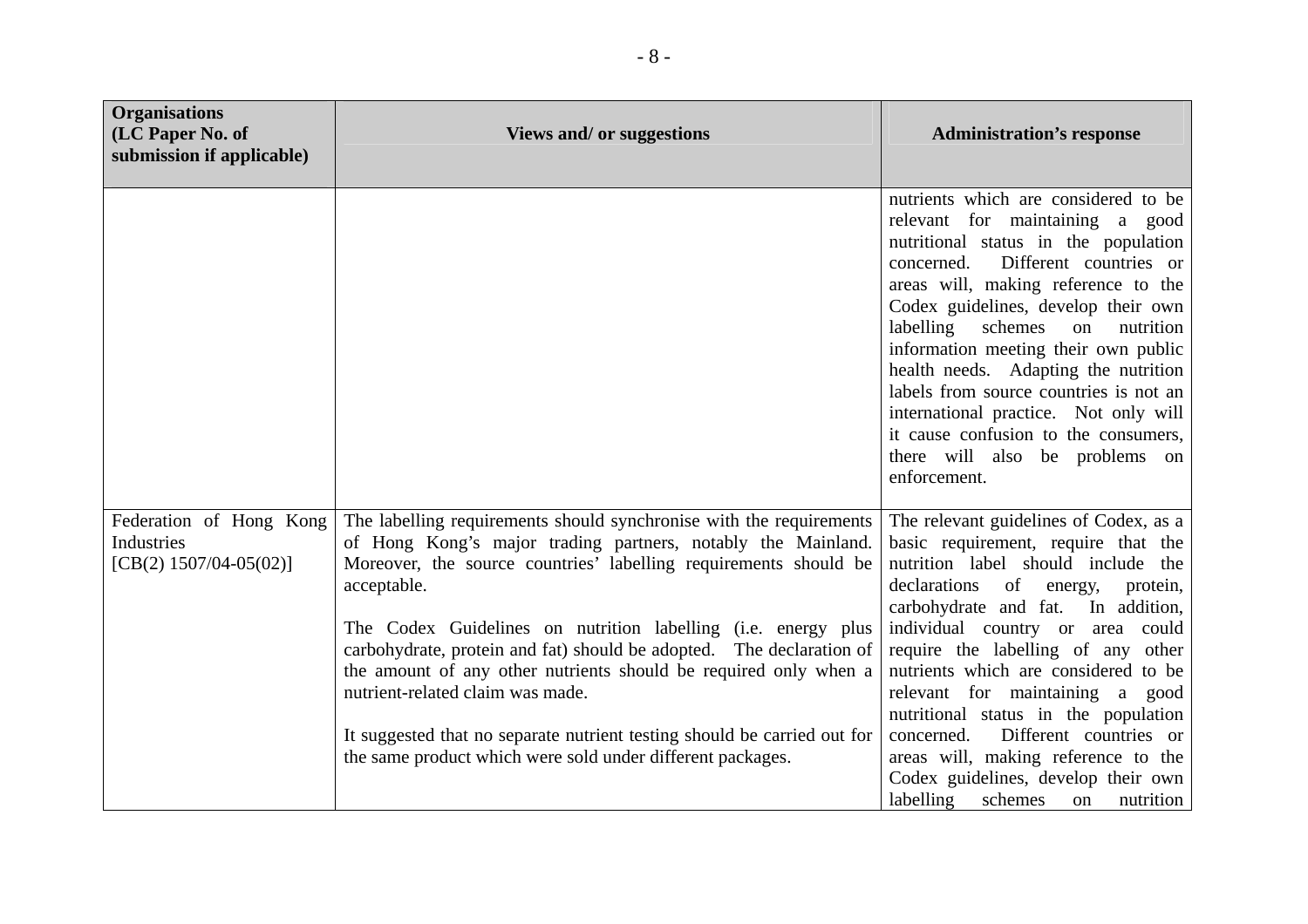| Organisations (LC Paper No. of submission if applicable) | Views and/ or suggestions | Administration's response |
|---|---|---|
| | | nutrients which are considered to be relevant for maintaining a good nutritional status in the population concerned. Different countries or areas will, making reference to the Codex guidelines, develop their own labelling schemes on nutrition information meeting their own public health needs. Adapting the nutrition labels from source countries is not an international practice. Not only will it cause confusion to the consumers, there will also be problems on enforcement. |
| Federation of Hong Kong Industries [CB(2) 1507/04-05(02)] | The labelling requirements should synchronise with the requirements of Hong Kong's major trading partners, notably the Mainland. Moreover, the source countries' labelling requirements should be acceptable.<br><br>The Codex Guidelines on nutrition labelling (i.e. energy plus carbohydrate, protein and fat) should be adopted. The declaration of the amount of any other nutrients should be required only when a nutrient-related claim was made.<br><br>It suggested that no separate nutrient testing should be carried out for the same product which were sold under different packages. | The relevant guidelines of Codex, as a basic requirement, require that the nutrition label should include the declarations of energy, protein, carbohydrate and fat. In addition, individual country or area could require the labelling of any other nutrients which are considered to be relevant for maintaining a good nutritional status in the population concerned. Different countries or areas will, making reference to the Codex guidelines, develop their own labelling schemes on nutrition |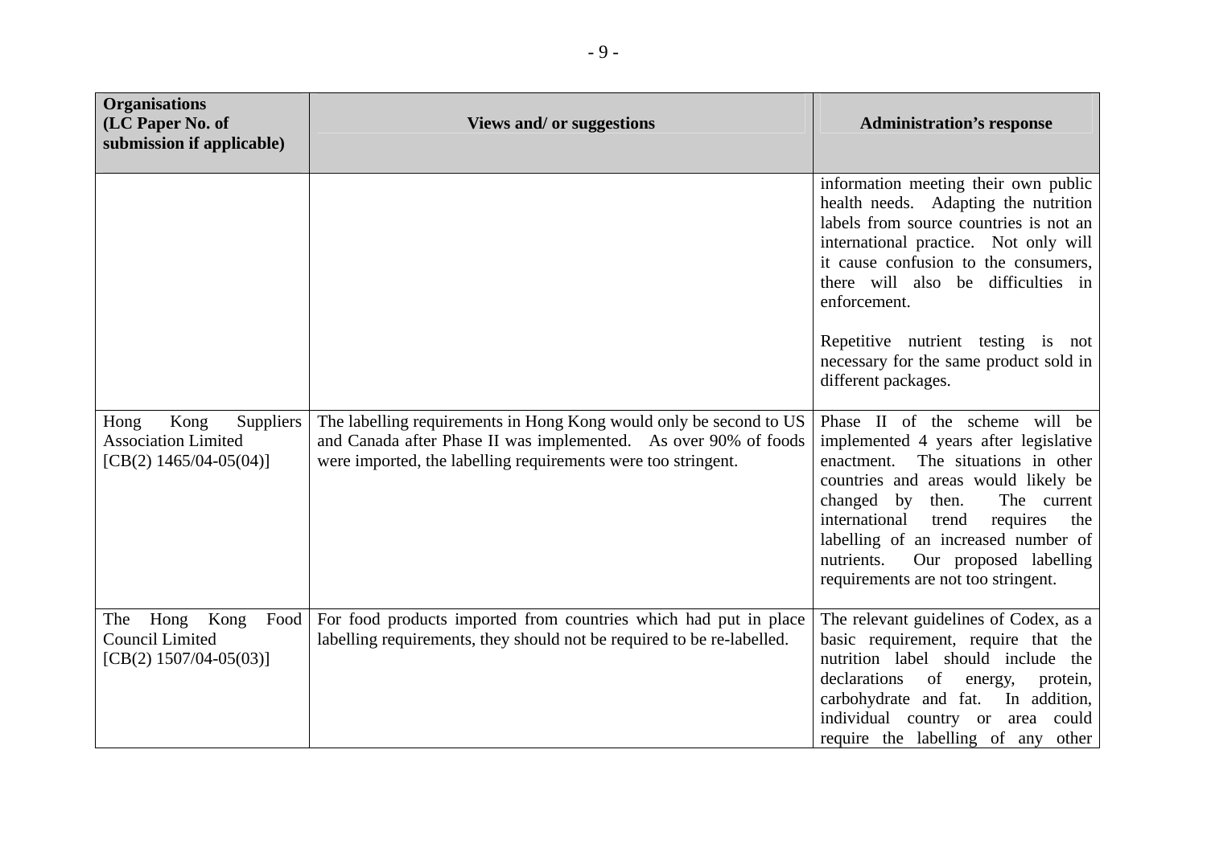| Organisations (LC Paper No. of submission if applicable) | Views and/ or suggestions | Administration's response |
|---|---|---|
| | | information meeting their own public health needs. Adapting the nutrition labels from source countries is not an international practice. Not only will it cause confusion to the consumers, there will also be difficulties in enforcement.<br><br>Repetitive nutrient testing is not necessary for the same product sold in different packages. |
| Hong Kong Suppliers Association Limited [CB(2) 1465/04-05(04)] | The labelling requirements in Hong Kong would only be second to US and Canada after Phase II was implemented. As over 90% of foods were imported, the labelling requirements were too stringent. | Phase II of the scheme will be implemented 4 years after legislative enactment. The situations in other countries and areas would likely be changed by then. The current international trend requires the labelling of an increased number of nutrients. Our proposed labelling requirements are not too stringent. |
| The Hong Kong Food Council Limited [CB(2) 1507/04-05(03)] | For food products imported from countries which had put in place labelling requirements, they should not be required to be re-labelled. | The relevant guidelines of Codex, as a basic requirement, require that the nutrition label should include the declarations of energy, protein, carbohydrate and fat. In addition, individual country or area could require the labelling of any other |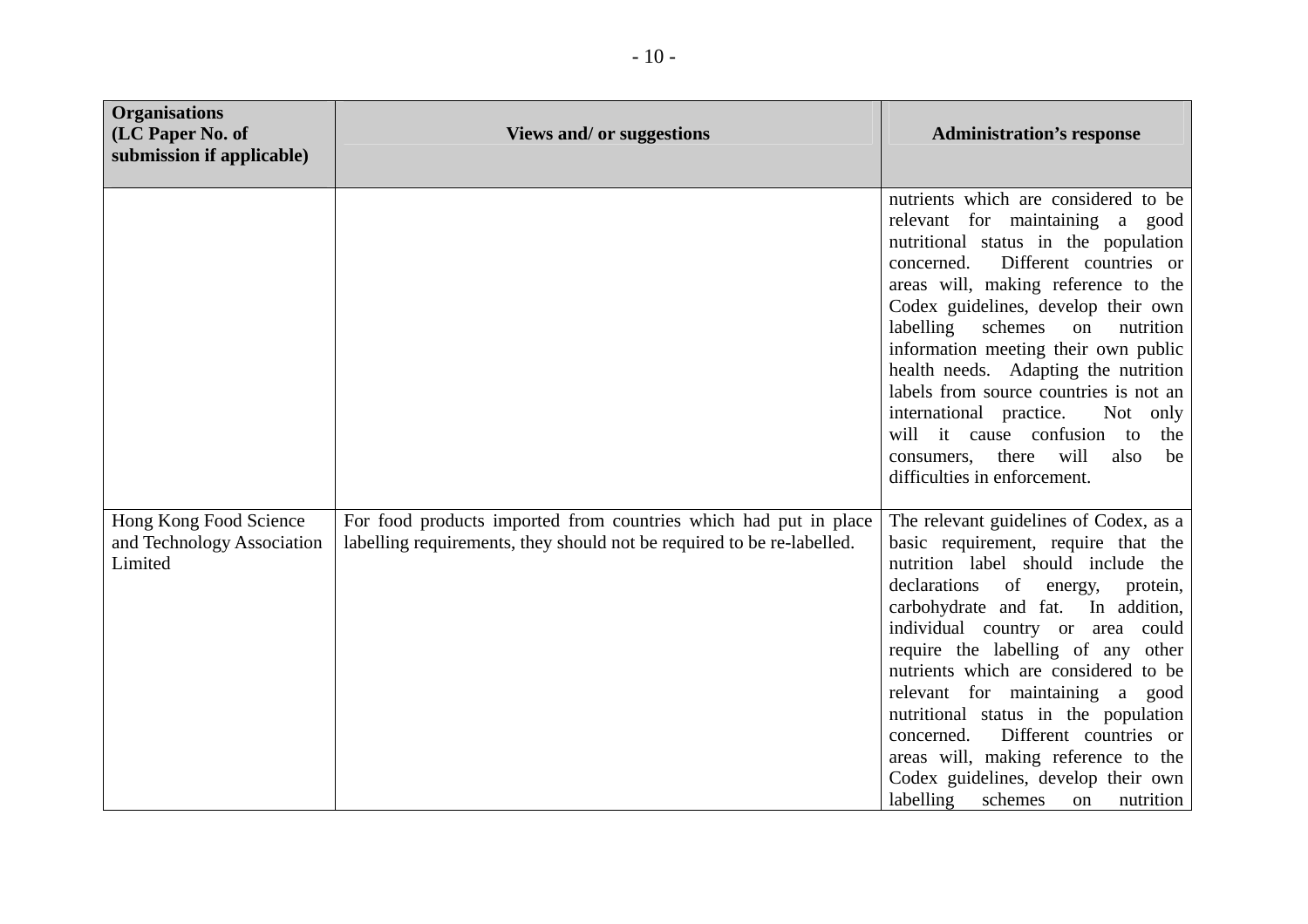| Organisations (LC Paper No. of submission if applicable) | Views and/ or suggestions | Administration's response |
|---|---|---|
| | | nutrients which are considered to be relevant for maintaining a good nutritional status in the population concerned. Different countries or areas will, making reference to the Codex guidelines, develop their own labelling schemes on nutrition information meeting their own public health needs. Adapting the nutrition labels from source countries is not an international practice. Not only will it cause confusion to the consumers, there will also be difficulties in enforcement. |
| Hong Kong Food Science and Technology Association Limited | For food products imported from countries which had put in place labelling requirements, they should not be required to be re-labelled. | The relevant guidelines of Codex, as a basic requirement, require that the nutrition label should include the declarations of energy, protein, carbohydrate and fat. In addition, individual country or area could require the labelling of any other nutrients which are considered to be relevant for maintaining a good nutritional status in the population concerned. Different countries or areas will, making reference to the Codex guidelines, develop their own labelling schemes on nutrition |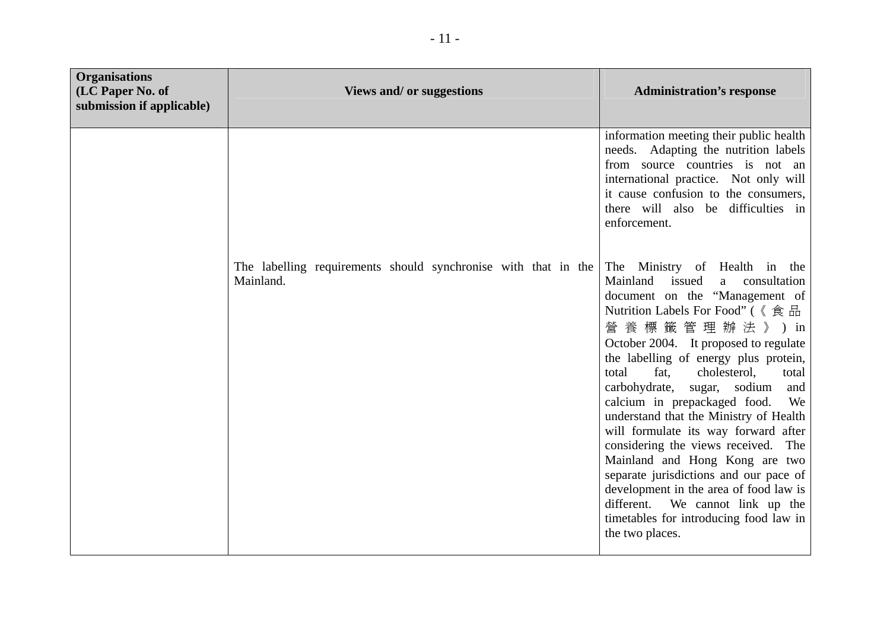| Organisations (LC Paper No. of submission if applicable) | Views and/ or suggestions | Administration's response |
| --- | --- | --- |
| | | information meeting their public health needs. Adapting the nutrition labels from source countries is not an international practice. Not only will it cause confusion to the consumers, there will also be difficulties in enforcement. |
| | The labelling requirements should synchronise with that in the Mainland. | The Ministry of Health in the Mainland issued a consultation document on the "Management of Nutrition Labels For Food" (《食品營養標籤管理辦法》) in October 2004. It proposed to regulate the labelling of energy plus protein, total fat, cholesterol, total carbohydrate, sugar, sodium and calcium in prepackaged food. We understand that the Ministry of Health will formulate its way forward after considering the views received. The Mainland and Hong Kong are two separate jurisdictions and our pace of development in the area of food law is different. We cannot link up the timetables for introducing food law in the two places. |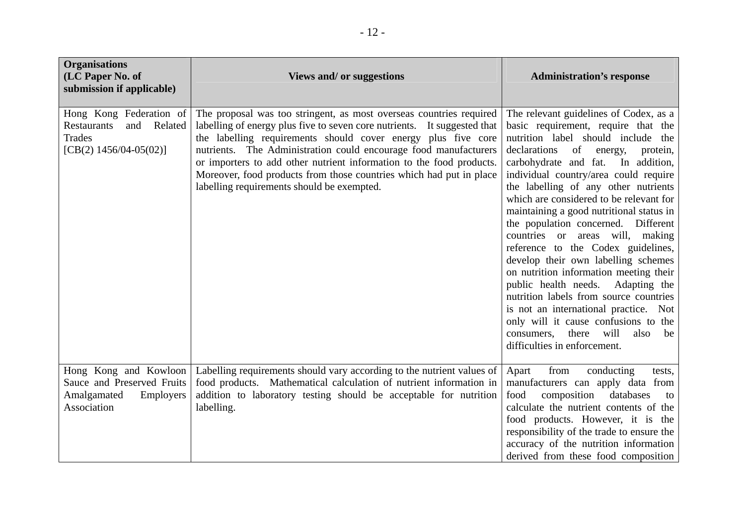| Organisations (LC Paper No. of submission if applicable) | Views and/ or suggestions | Administration's response |
|---|---|---|
| Hong Kong Federation of Restaurants and Related Trades [CB(2) 1456/04-05(02)] | The proposal was too stringent, as most overseas countries required labelling of energy plus five to seven core nutrients. It suggested that the labelling requirements should cover energy plus five core nutrients. The Administration could encourage food manufacturers or importers to add other nutrient information to the food products. Moreover, food products from those countries which had put in place labelling requirements should be exempted. | The relevant guidelines of Codex, as a basic requirement, require that the nutrition label should include the declarations of energy, protein, carbohydrate and fat. In addition, individual country/area could require the labelling of any other nutrients which are considered to be relevant for maintaining a good nutritional status in the population concerned. Different countries or areas will, making reference to the Codex guidelines, develop their own labelling schemes on nutrition information meeting their public health needs. Adapting the nutrition labels from source countries is not an international practice. Not only will it cause confusions to the consumers, there will also be difficulties in enforcement. |
| Hong Kong and Kowloon Sauce and Preserved Fruits Amalgamated Employers Association | Labelling requirements should vary according to the nutrient values of food products. Mathematical calculation of nutrient information in addition to laboratory testing should be acceptable for nutrition labelling. | Apart from conducting tests, manufacturers can apply data from food composition databases to calculate the nutrient contents of the food products. However, it is the responsibility of the trade to ensure the accuracy of the nutrition information derived from these food composition |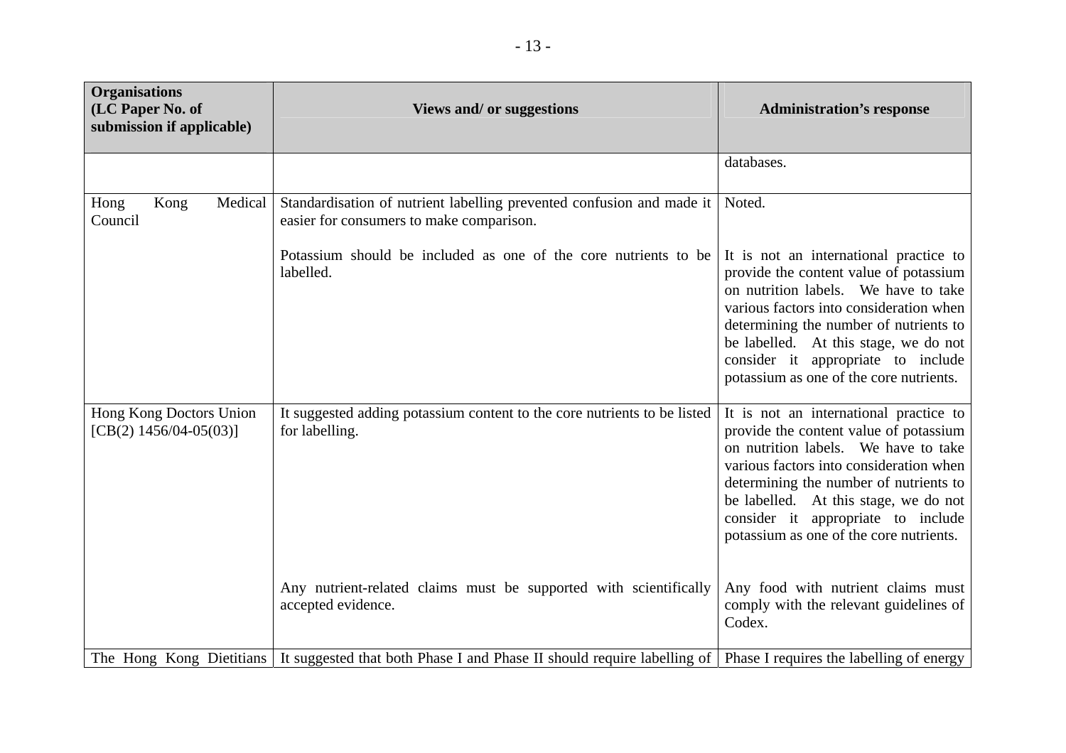| Organisations (LC Paper No. of submission if applicable) | Views and/ or suggestions | Administration's response |
|---|---|---|
| | | databases. |
| Hong Kong Medical Council | Standardisation of nutrient labelling prevented confusion and made it easier for consumers to make comparison. | Noted. |
| | Potassium should be included as one of the core nutrients to be labelled. | It is not an international practice to provide the content value of potassium on nutrition labels. We have to take various factors into consideration when determining the number of nutrients to be labelled. At this stage, we do not consider it appropriate to include potassium as one of the core nutrients. |
| Hong Kong Doctors Union [CB(2) 1456/04-05(03)] | It suggested adding potassium content to the core nutrients to be listed for labelling. | It is not an international practice to provide the content value of potassium on nutrition labels. We have to take various factors into consideration when determining the number of nutrients to be labelled. At this stage, we do not consider it appropriate to include potassium as one of the core nutrients. |
| | Any nutrient-related claims must be supported with scientifically accepted evidence. | Any food with nutrient claims must comply with the relevant guidelines of Codex. |
| The Hong Kong Dietitians | It suggested that both Phase I and Phase II should require labelling of | Phase I requires the labelling of energy |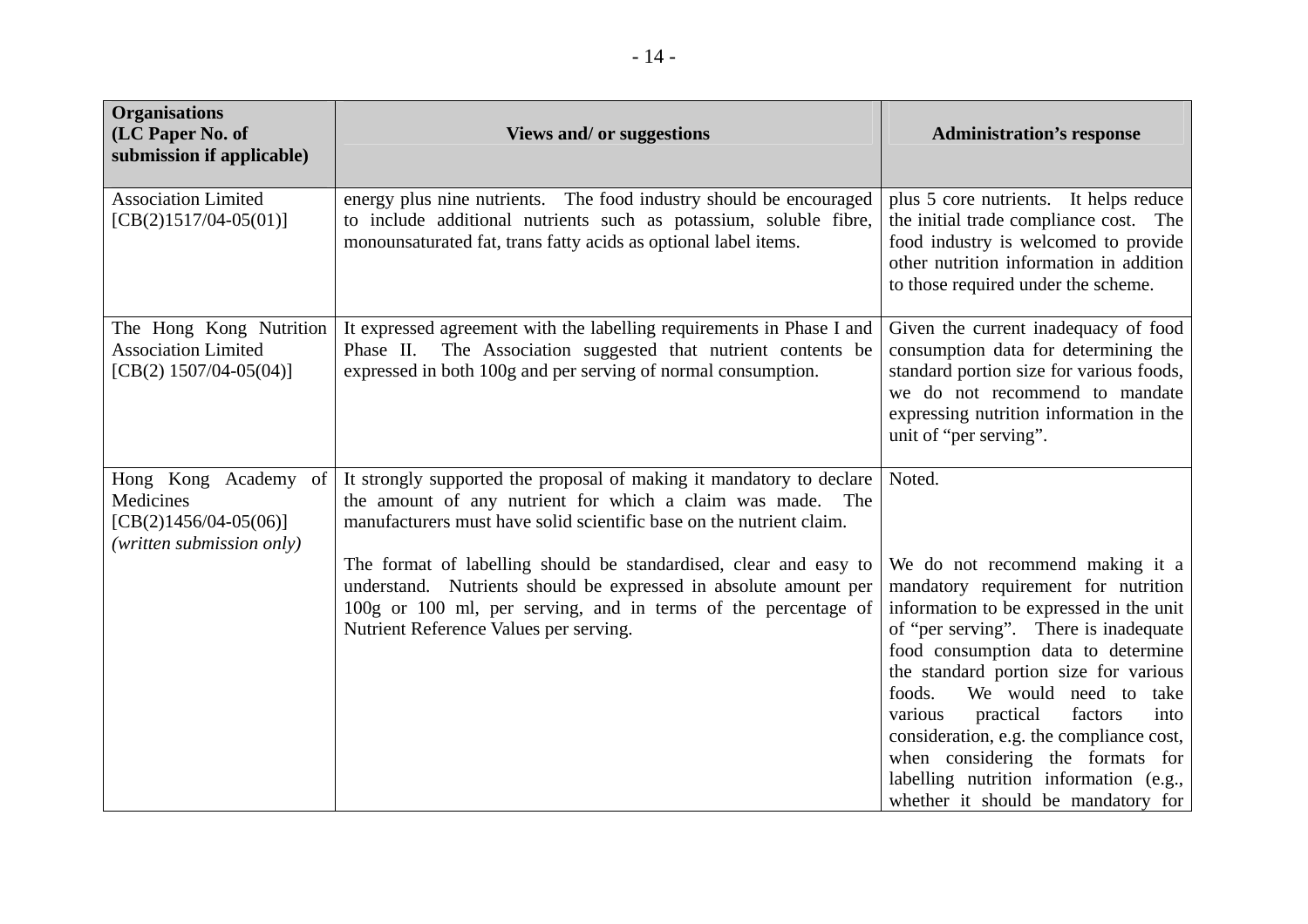| Organisations (LC Paper No. of submission if applicable) | Views and/ or suggestions | Administration's response |
|---|---|---|
| Association Limited [CB(2)1517/04-05(01)] | energy plus nine nutrients. The food industry should be encouraged to include additional nutrients such as potassium, soluble fibre, monounsaturated fat, trans fatty acids as optional label items. | plus 5 core nutrients. It helps reduce the initial trade compliance cost. The food industry is welcomed to provide other nutrition information in addition to those required under the scheme. |
| The Hong Kong Nutrition Association Limited [CB(2) 1507/04-05(04)] | It expressed agreement with the labelling requirements in Phase I and Phase II. The Association suggested that nutrient contents be expressed in both 100g and per serving of normal consumption. | Given the current inadequacy of food consumption data for determining the standard portion size for various foods, we do not recommend to mandate expressing nutrition information in the unit of "per serving". |
| Hong Kong Academy of Medicines [CB(2)1456/04-05(06)] *(written submission only)* | It strongly supported the proposal of making it mandatory to declare the amount of any nutrient for which a claim was made. The manufacturers must have solid scientific base on the nutrient claim.<br><br>The format of labelling should be standardised, clear and easy to understand. Nutrients should be expressed in absolute amount per 100g or 100 ml, per serving, and in terms of the percentage of Nutrient Reference Values per serving. | Noted.<br><br>We do not recommend making it a mandatory requirement for nutrition information to be expressed in the unit of "per serving". There is inadequate food consumption data to determine the standard portion size for various foods. We would need to take various practical factors into consideration, e.g. the compliance cost, when considering the formats for labelling nutrition information (e.g., whether it should be mandatory for |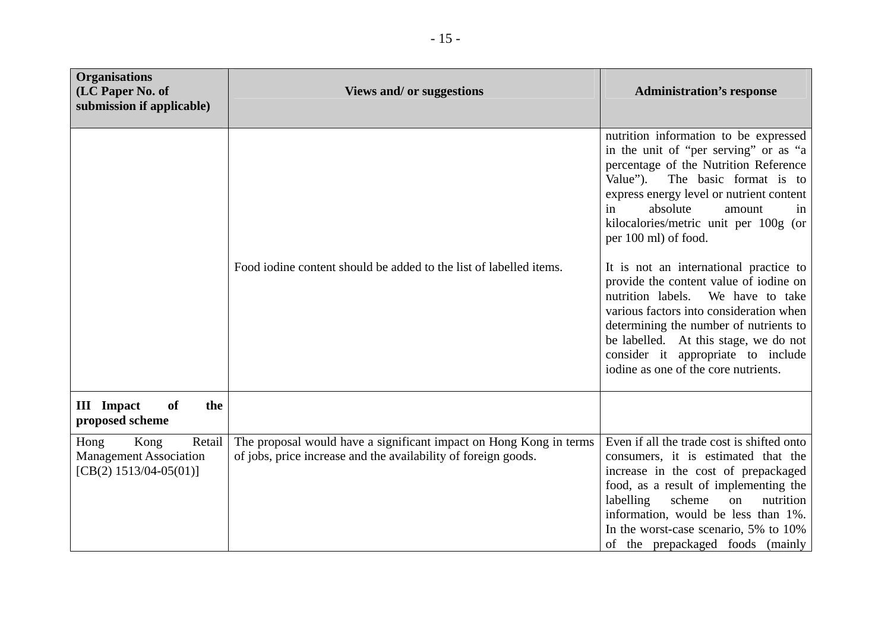| Organisations (LC Paper No. of submission if applicable) | Views and/ or suggestions | Administration's response |
|---|---|---|
| | | nutrition information to be expressed in the unit of "per serving" or as "a percentage of the Nutrition Reference Value"). The basic format is to express energy level or nutrient content in absolute amount in kilocalories/metric unit per 100g (or per 100 ml) of food. |
| | Food iodine content should be added to the list of labelled items. | It is not an international practice to provide the content value of iodine on nutrition labels. We have to take various factors into consideration when determining the number of nutrients to be labelled. At this stage, we do not consider it appropriate to include iodine as one of the core nutrients. |
| **III Impact of the proposed scheme** | | |
| Hong Kong Retail Management Association [CB(2) 1513/04-05(01)] | The proposal would have a significant impact on Hong Kong in terms of jobs, price increase and the availability of foreign goods. | Even if all the trade cost is shifted onto consumers, it is estimated that the increase in the cost of prepackaged food, as a result of implementing the labelling scheme on nutrition information, would be less than 1%. In the worst-case scenario, 5% to 10% of the prepackaged foods (mainly |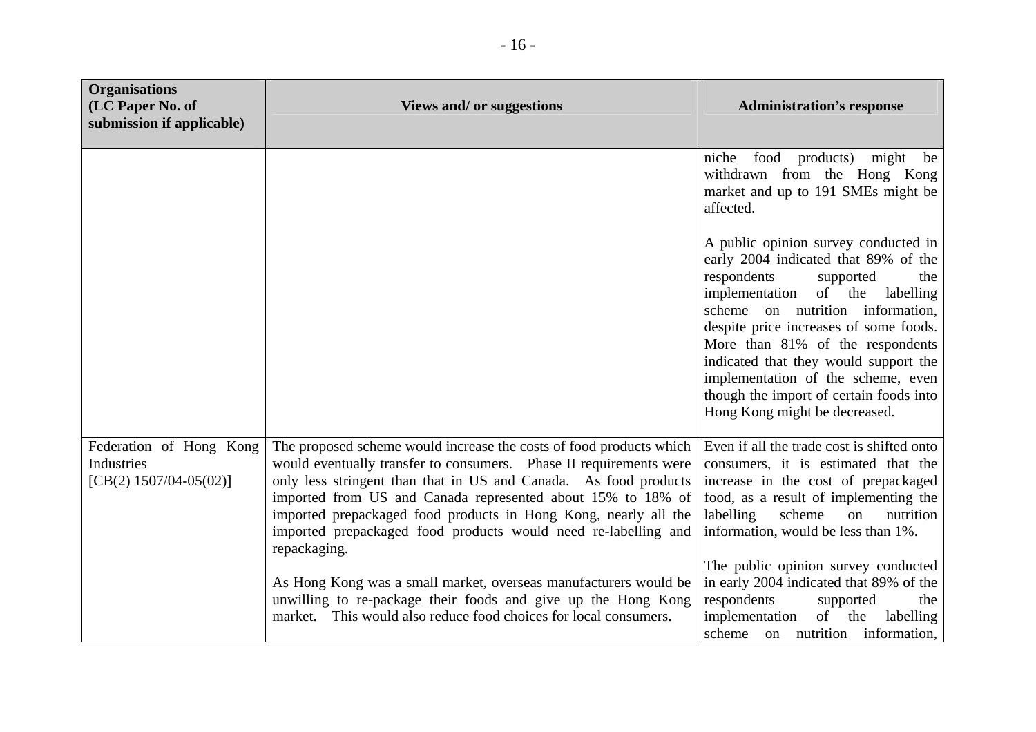| Organisations (LC Paper No. of submission if applicable) | Views and/ or suggestions | Administration's response |
|---|---|---|
| | | niche food products) might be withdrawn from the Hong Kong market and up to 191 SMEs might be affected.<br><br>A public opinion survey conducted in early 2004 indicated that 89% of the respondents supported the implementation of the labelling scheme on nutrition information, despite price increases of some foods. More than 81% of the respondents indicated that they would support the implementation of the scheme, even though the import of certain foods into Hong Kong might be decreased. |
| Federation of Hong Kong Industries [CB(2) 1507/04-05(02)] | The proposed scheme would increase the costs of food products which would eventually transfer to consumers. Phase II requirements were only less stringent than that in US and Canada. As food products imported from US and Canada represented about 15% to 18% of imported prepackaged food products in Hong Kong, nearly all the imported prepackaged food products would need re-labelling and repackaging.<br><br>As Hong Kong was a small market, overseas manufacturers would be unwilling to re-package their foods and give up the Hong Kong market. This would also reduce food choices for local consumers. | Even if all the trade cost is shifted onto consumers, it is estimated that the increase in the cost of prepackaged food, as a result of implementing the labelling scheme on nutrition information, would be less than 1%.<br><br>The public opinion survey conducted in early 2004 indicated that 89% of the respondents supported the implementation of the labelling scheme on nutrition information, |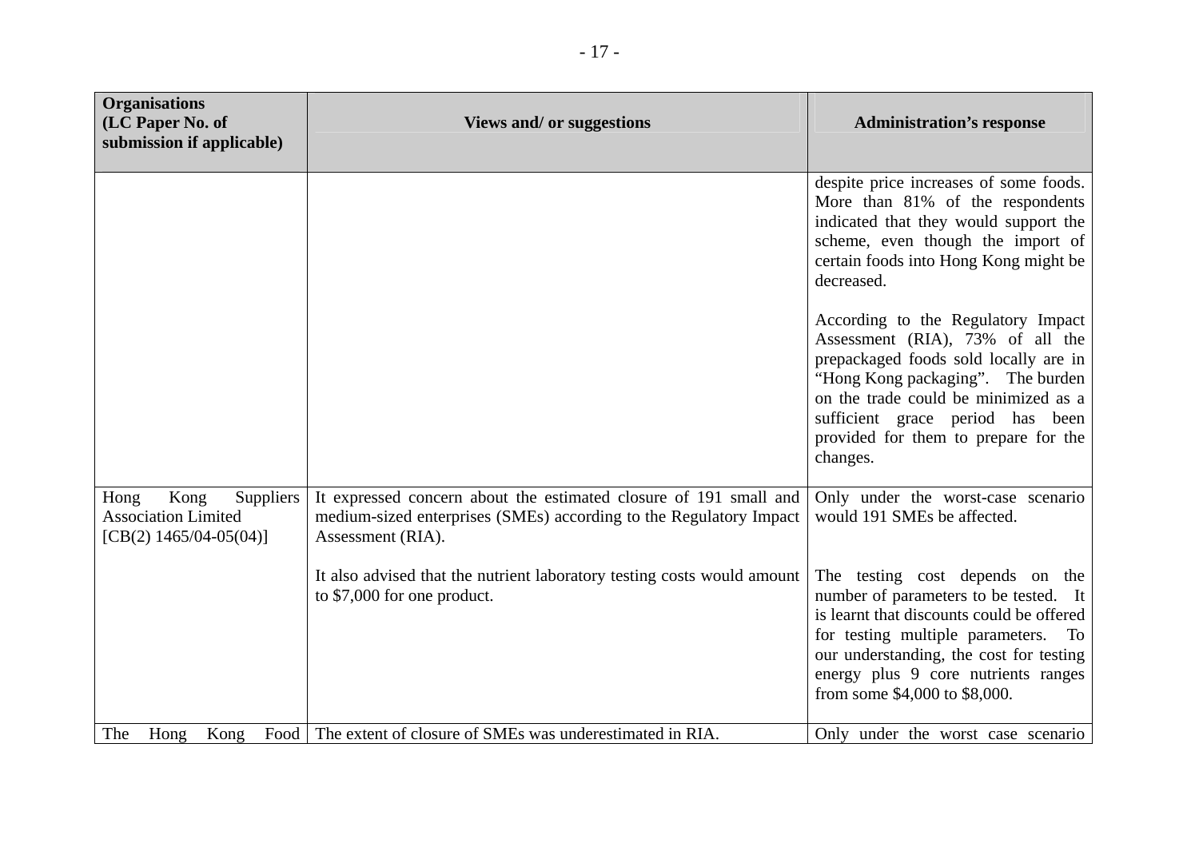| Organisations (LC Paper No. of submission if applicable) | Views and/ or suggestions | Administration's response |
|---|---|---|
| | | despite price increases of some foods. More than 81% of the respondents indicated that they would support the scheme, even though the import of certain foods into Hong Kong might be decreased.<br><br>According to the Regulatory Impact Assessment (RIA), 73% of all the prepackaged foods sold locally are in "Hong Kong packaging". The burden on the trade could be minimized as a sufficient grace period has been provided for them to prepare for the changes. |
| Hong Kong Suppliers Association Limited [CB(2) 1465/04-05(04)] | It expressed concern about the estimated closure of 191 small and medium-sized enterprises (SMEs) according to the Regulatory Impact Assessment (RIA).<br><br>It also advised that the nutrient laboratory testing costs would amount to $7,000 for one product. | Only under the worst-case scenario would 191 SMEs be affected.<br><br>The testing cost depends on the number of parameters to be tested. It is learnt that discounts could be offered for testing multiple parameters. To our understanding, the cost for testing energy plus 9 core nutrients ranges from some $4,000 to $8,000. |
| The Hong Kong Food | The extent of closure of SMEs was underestimated in RIA. | Only under the worst case scenario |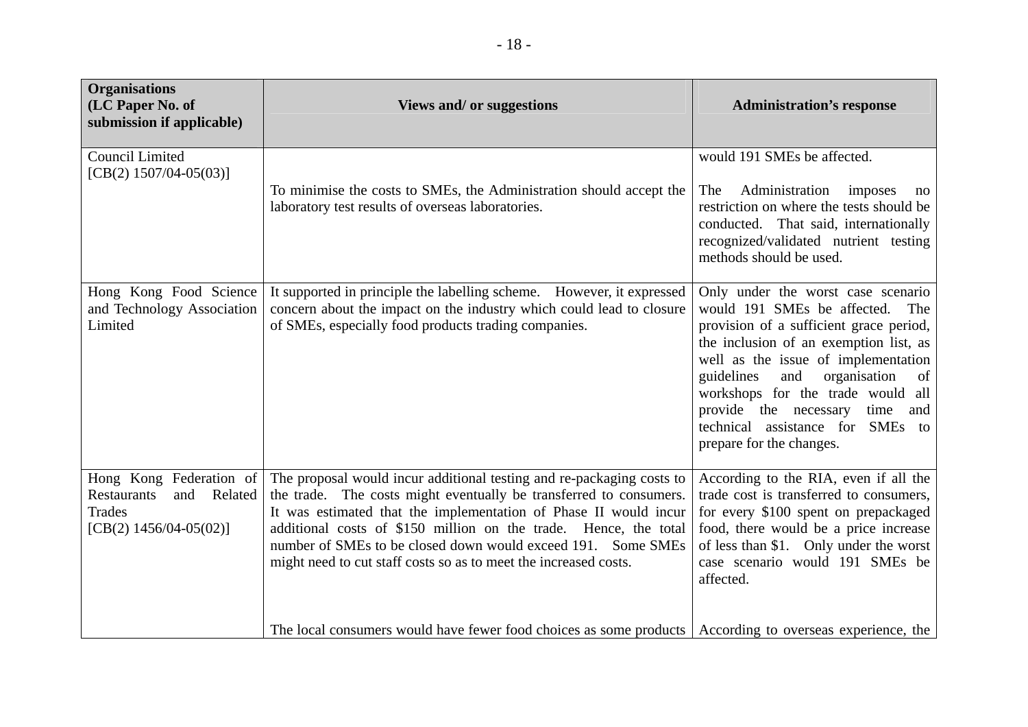| Organisations (LC Paper No. of submission if applicable) | Views and/ or suggestions | Administration's response |
| --- | --- | --- |
| Council Limited [CB(2) 1507/04-05(03)] | To minimise the costs to SMEs, the Administration should accept the laboratory test results of overseas laboratories. | would 191 SMEs be affected.<br><br>The Administration imposes no restriction on where the tests should be conducted. That said, internationally recognized/validated nutrient testing methods should be used. |
| Hong Kong Food Science and Technology Association Limited | It supported in principle the labelling scheme. However, it expressed concern about the impact on the industry which could lead to closure of SMEs, especially food products trading companies. | Only under the worst case scenario would 191 SMEs be affected. The provision of a sufficient grace period, the inclusion of an exemption list, as well as the issue of implementation guidelines and organisation of workshops for the trade would all provide the necessary time and technical assistance for SMEs to prepare for the changes. |
| Hong Kong Federation of Restaurants and Related Trades [CB(2) 1456/04-05(02)] | The proposal would incur additional testing and re-packaging costs to the trade. The costs might eventually be transferred to consumers. It was estimated that the implementation of Phase II would incur additional costs of $150 million on the trade. Hence, the total number of SMEs to be closed down would exceed 191. Some SMEs might need to cut staff costs so as to meet the increased costs.<br><br>The local consumers would have fewer food choices as some products | According to the RIA, even if all the trade cost is transferred to consumers, for every $100 spent on prepackaged food, there would be a price increase of less than $1. Only under the worst case scenario would 191 SMEs be affected.<br><br>According to overseas experience, the |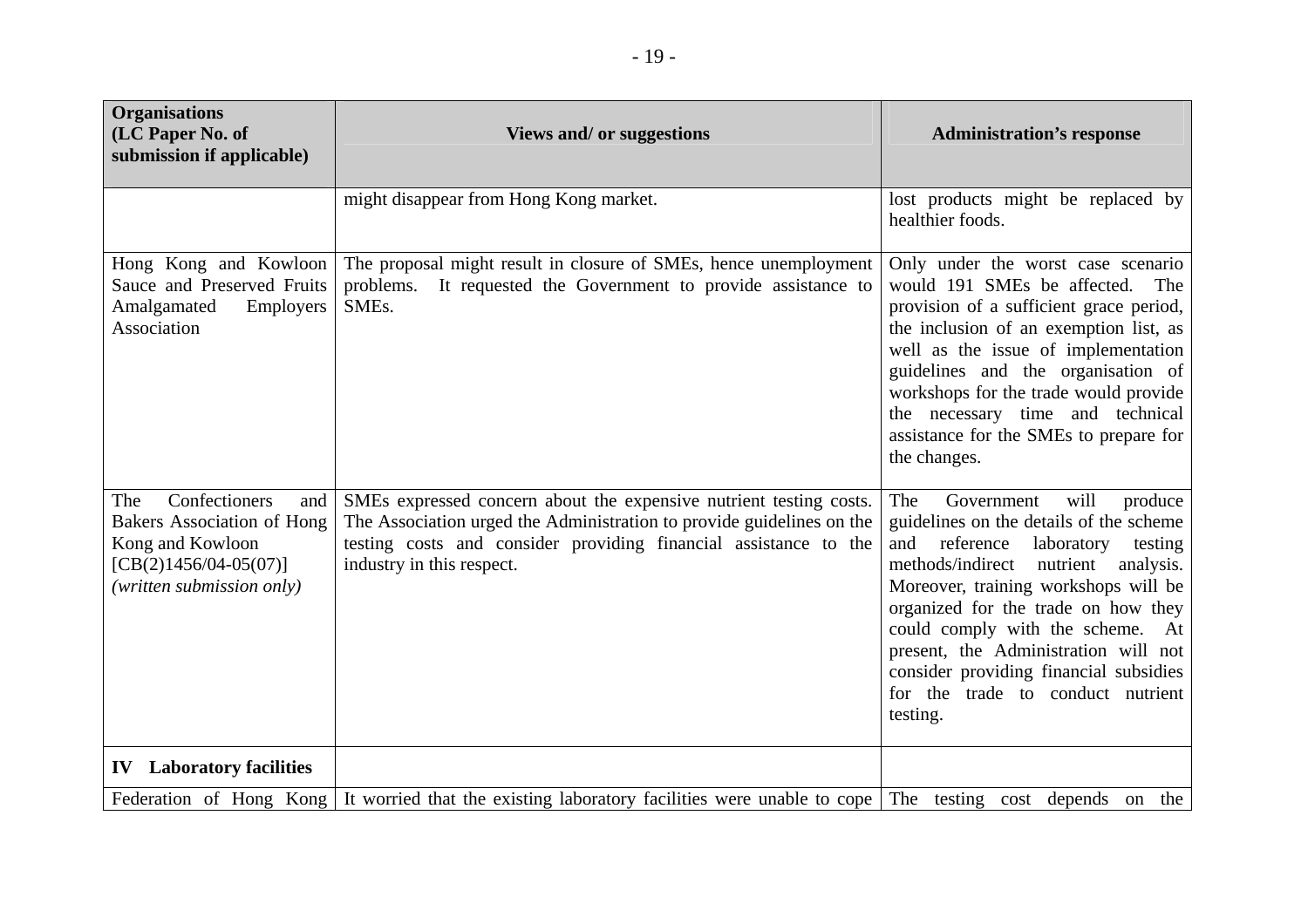| Organisations (LC Paper No. of submission if applicable) | Views and/ or suggestions | Administration's response |
|---|---|---|
| | might disappear from Hong Kong market. | lost products might be replaced by healthier foods. |
| Hong Kong and Kowloon Sauce and Preserved Fruits Amalgamated Employers Association | The proposal might result in closure of SMEs, hence unemployment problems. It requested the Government to provide assistance to SMEs. | Only under the worst case scenario would 191 SMEs be affected. The provision of a sufficient grace period, the inclusion of an exemption list, as well as the issue of implementation guidelines and the organisation of workshops for the trade would provide the necessary time and technical assistance for the SMEs to prepare for the changes. |
| The Confectioners and Bakers Association of Hong Kong and Kowloon [CB(2)1456/04-05(07)] *(written submission only)* | SMEs expressed concern about the expensive nutrient testing costs. The Association urged the Administration to provide guidelines on the testing costs and consider providing financial assistance to the industry in this respect. | The Government will produce guidelines on the details of the scheme and reference laboratory testing methods/indirect nutrient analysis. Moreover, training workshops will be organized for the trade on how they could comply with the scheme. At present, the Administration will not consider providing financial subsidies for the trade to conduct nutrient testing. |
| **IV Laboratory facilities** | | |
| Federation of Hong Kong | It worried that the existing laboratory facilities were unable to cope | The testing cost depends on the |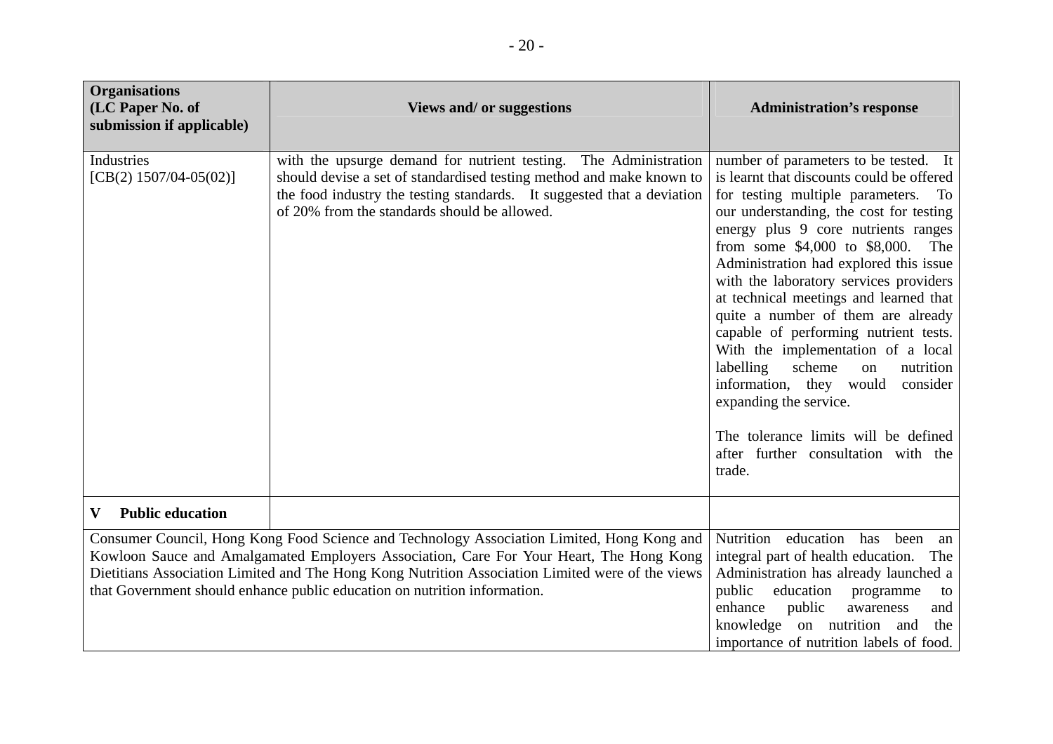| Organisations (LC Paper No. of submission if applicable) | Views and/ or suggestions | Administration's response |
|---|---|---|
| Industries [CB(2) 1507/04-05(02)] | with the upsurge demand for nutrient testing. The Administration should devise a set of standardised testing method and make known to the food industry the testing standards. It suggested that a deviation of 20% from the standards should be allowed. | number of parameters to be tested. It is learnt that discounts could be offered for testing multiple parameters. To our understanding, the cost for testing energy plus 9 core nutrients ranges from some $4,000 to $8,000. The Administration had explored this issue with the laboratory services providers at technical meetings and learned that quite a number of them are already capable of performing nutrient tests. With the implementation of a local labelling scheme on nutrition information, they would consider expanding the service.<br><br>The tolerance limits will be defined after further consultation with the trade. |
| **V Public education** | | |
| Consumer Council, Hong Kong Food Science and Technology Association Limited, Hong Kong and Kowloon Sauce and Amalgamated Employers Association, Care For Your Heart, The Hong Kong Dietitians Association Limited and The Hong Kong Nutrition Association Limited were of the views that Government should enhance public education on nutrition information. | | Nutrition education has been an integral part of health education. The Administration has already launched a public education programme to enhance public awareness and knowledge on nutrition and the importance of nutrition labels of food. |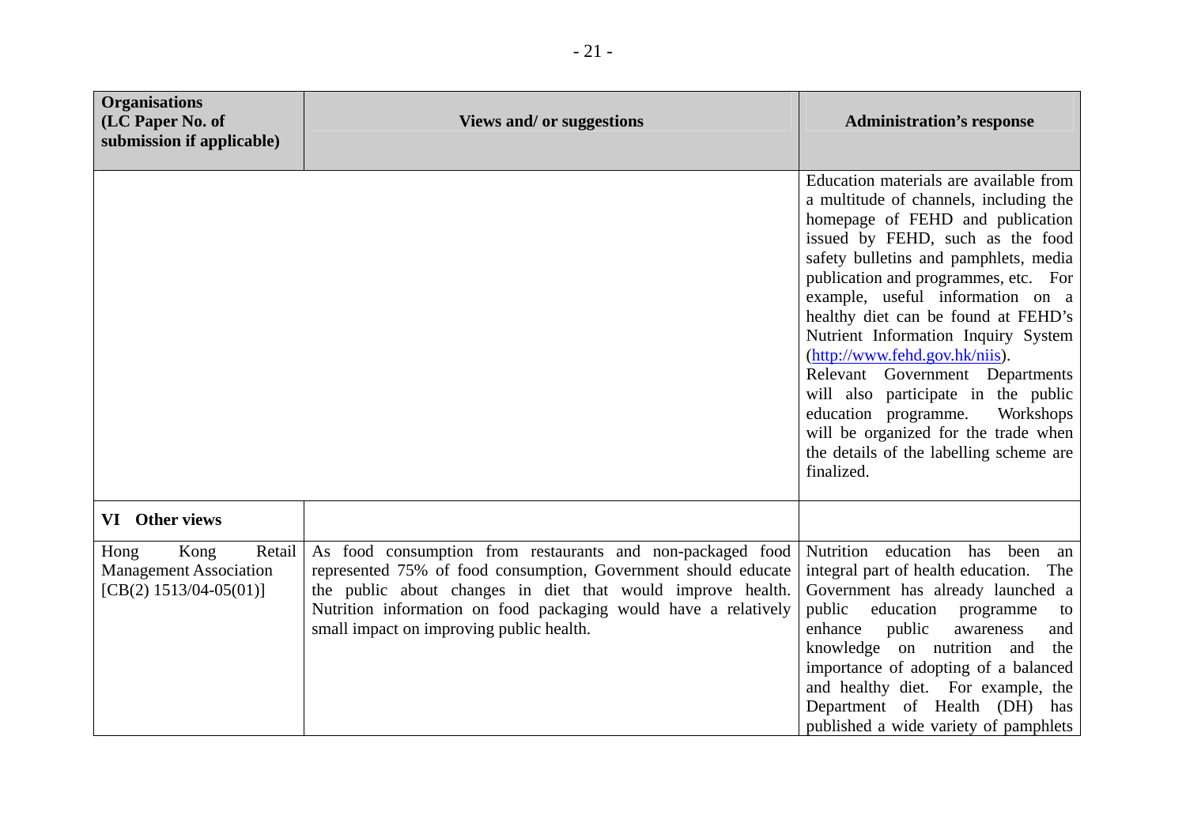| Organisations (LC Paper No. of submission if applicable) | Views and/ or suggestions | Administration's response |
|---|---|---|
| | | Education materials are available from a multitude of channels, including the homepage of FEHD and publication issued by FEHD, such as the food safety bulletins and pamphlets, media publication and programmes, etc. For example, useful information on a healthy diet can be found at FEHD's Nutrient Information Inquiry System (http://www.fehd.gov.hk/niis). Relevant Government Departments will also participate in the public education programme. Workshops will be organized for the trade when the details of the labelling scheme are finalized. |
| **VI Other views** | | |
| Hong Kong Retail Management Association [CB(2) 1513/04-05(01)] | As food consumption from restaurants and non-packaged food represented 75% of food consumption, Government should educate the public about changes in diet that would improve health. Nutrition information on food packaging would have a relatively small impact on improving public health. | Nutrition education has been an integral part of health education. The Government has already launched a public education programme to enhance public awareness and knowledge on nutrition and the importance of adopting of a balanced and healthy diet. For example, the Department of Health (DH) has published a wide variety of pamphlets |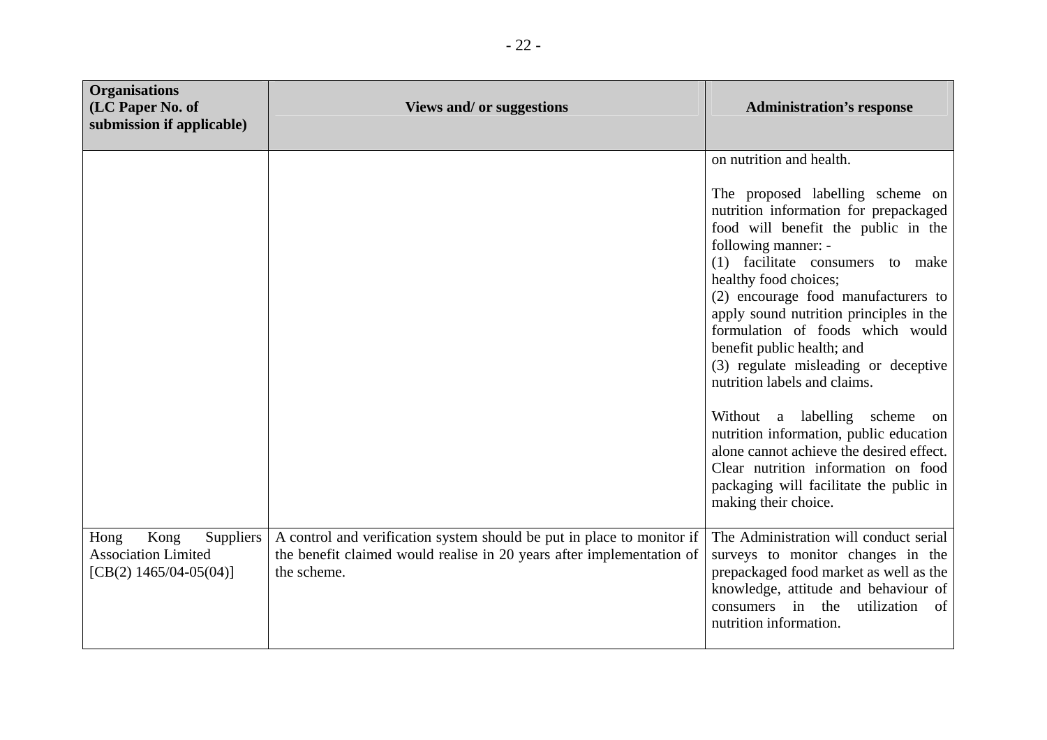| Organisations (LC Paper No. of submission if applicable) | Views and/ or suggestions | Administration's response |
| --- | --- | --- |
| | | on nutrition and health.<br><br>The proposed labelling scheme on nutrition information for prepackaged food will benefit the public in the following manner: -<br>(1) facilitate consumers to make healthy food choices;<br>(2) encourage food manufacturers to apply sound nutrition principles in the formulation of foods which would benefit public health; and<br>(3) regulate misleading or deceptive nutrition labels and claims.<br><br>Without a labelling scheme on nutrition information, public education alone cannot achieve the desired effect. Clear nutrition information on food packaging will facilitate the public in making their choice. |
| Hong Kong Suppliers Association Limited [CB(2) 1465/04-05(04)] | A control and verification system should be put in place to monitor if the benefit claimed would realise in 20 years after implementation of the scheme. | The Administration will conduct serial surveys to monitor changes in the prepackaged food market as well as the knowledge, attitude and behaviour of consumers in the utilization of nutrition information. |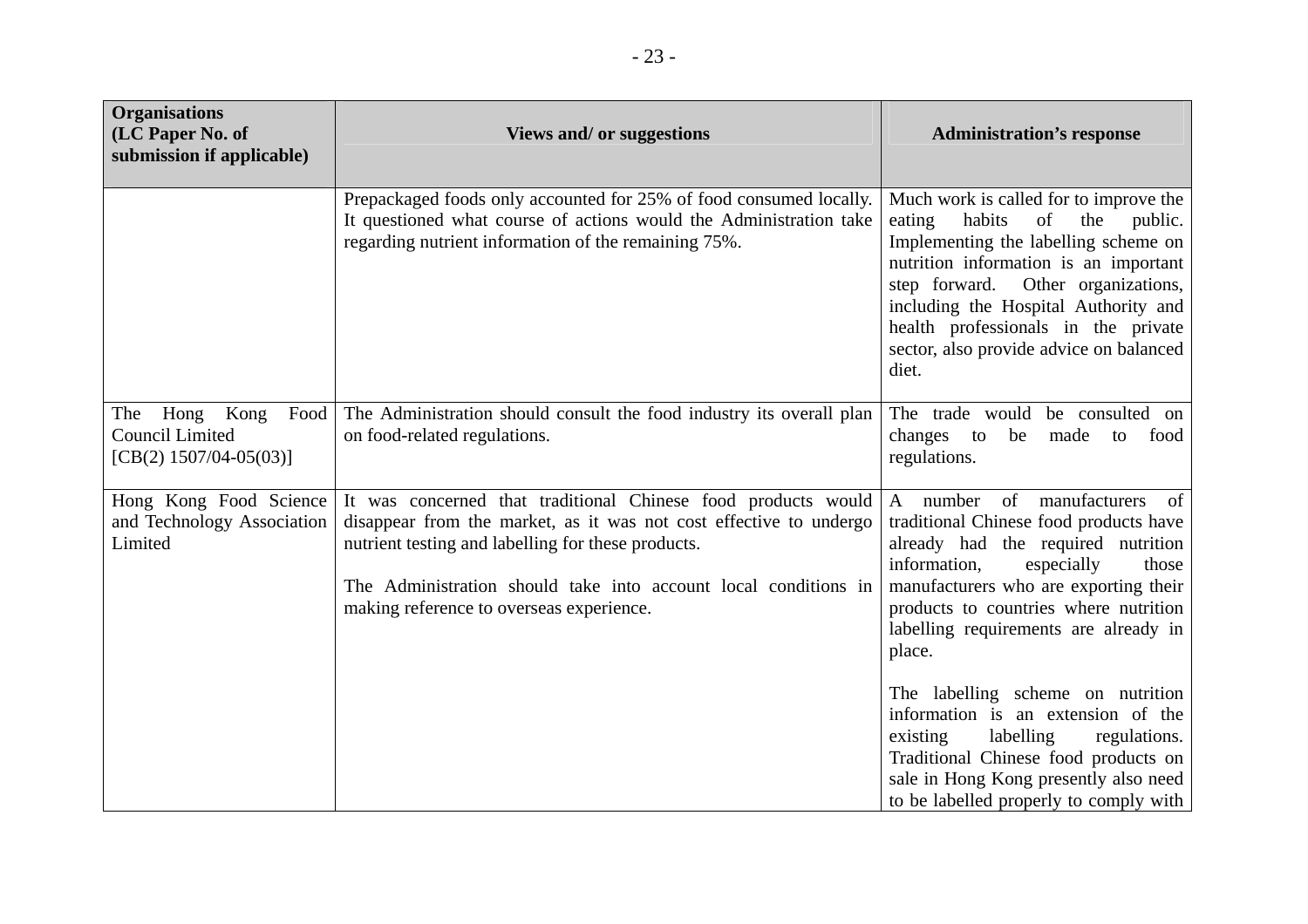| Organisations (LC Paper No. of submission if applicable) | Views and/ or suggestions | Administration's response |
|---|---|---|
| | Prepackaged foods only accounted for 25% of food consumed locally. It questioned what course of actions would the Administration take regarding nutrient information of the remaining 75%. | Much work is called for to improve the eating habits of the public. Implementing the labelling scheme on nutrition information is an important step forward. Other organizations, including the Hospital Authority and health professionals in the private sector, also provide advice on balanced diet. |
| The Hong Kong Food Council Limited [CB(2) 1507/04-05(03)] | The Administration should consult the food industry its overall plan on food-related regulations. | The trade would be consulted on changes to be made to food regulations. |
| Hong Kong Food Science and Technology Association Limited | It was concerned that traditional Chinese food products would disappear from the market, as it was not cost effective to undergo nutrient testing and labelling for these products.<br><br>The Administration should take into account local conditions in making reference to overseas experience. | A number of manufacturers of traditional Chinese food products have already had the required nutrition information, especially those manufacturers who are exporting their products to countries where nutrition labelling requirements are already in place.<br><br>The labelling scheme on nutrition information is an extension of the existing labelling regulations. Traditional Chinese food products on sale in Hong Kong presently also need to be labelled properly to comply with |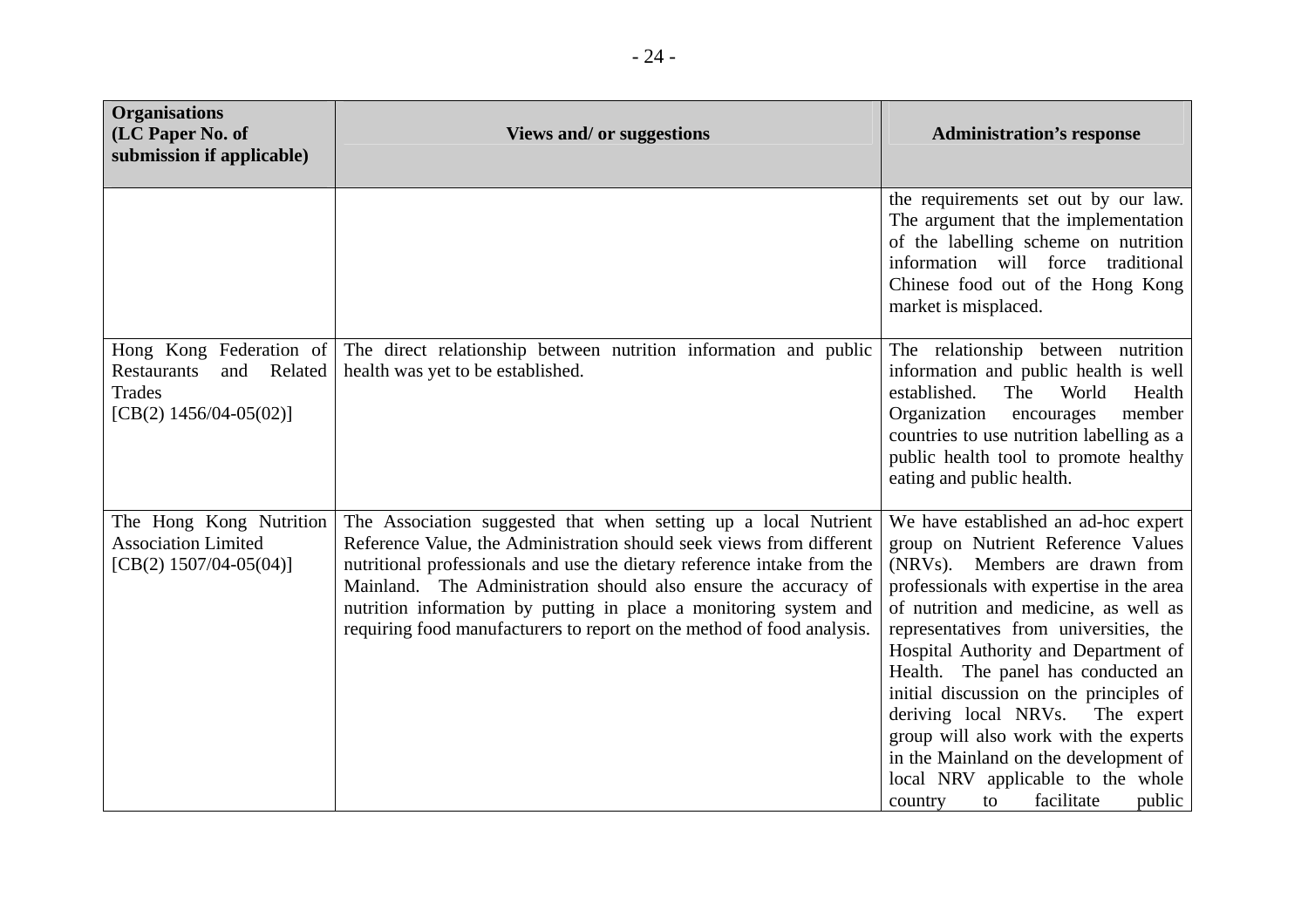| Organisations (LC Paper No. of submission if applicable) | Views and/ or suggestions | Administration's response |
|---|---|---|
| | | the requirements set out by our law. The argument that the implementation of the labelling scheme on nutrition information will force traditional Chinese food out of the Hong Kong market is misplaced. |
| Hong Kong Federation of Restaurants and Related Trades [CB(2) 1456/04-05(02)] | The direct relationship between nutrition information and public health was yet to be established. | The relationship between nutrition information and public health is well established. The World Health Organization encourages member countries to use nutrition labelling as a public health tool to promote healthy eating and public health. |
| The Hong Kong Nutrition Association Limited [CB(2) 1507/04-05(04)] | The Association suggested that when setting up a local Nutrient Reference Value, the Administration should seek views from different nutritional professionals and use the dietary reference intake from the Mainland. The Administration should also ensure the accuracy of nutrition information by putting in place a monitoring system and requiring food manufacturers to report on the method of food analysis. | We have established an ad-hoc expert group on Nutrient Reference Values (NRVs). Members are drawn from professionals with expertise in the area of nutrition and medicine, as well as representatives from universities, the Hospital Authority and Department of Health. The panel has conducted an initial discussion on the principles of deriving local NRVs. The expert group will also work with the experts in the Mainland on the development of local NRV applicable to the whole country to facilitate public |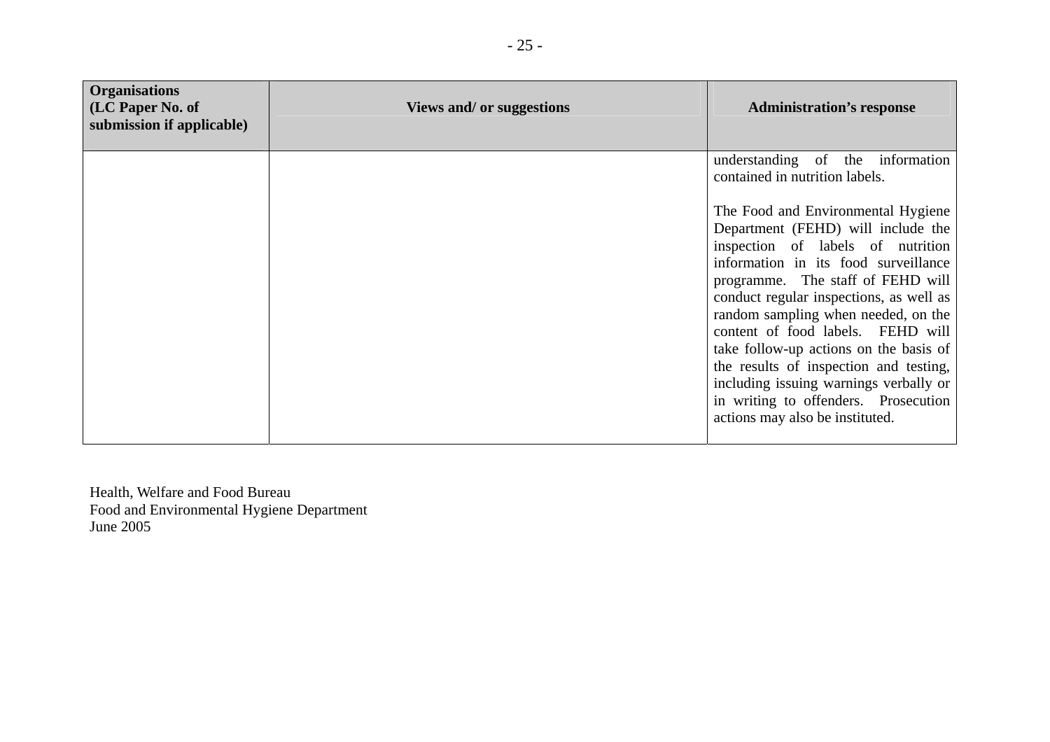| Organisations (LC Paper No. of submission if applicable) | Views and/ or suggestions | Administration's response |
| --- | --- | --- |
| | | understanding of the information contained in nutrition labels.<br><br>The Food and Environmental Hygiene Department (FEHD) will include the inspection of labels of nutrition information in its food surveillance programme. The staff of FEHD will conduct regular inspections, as well as random sampling when needed, on the content of food labels. FEHD will take follow-up actions on the basis of the results of inspection and testing, including issuing warnings verbally or in writing to offenders. Prosecution actions may also be instituted. |

Health, Welfare and Food Bureau
Food and Environmental Hygiene Department
June 2005